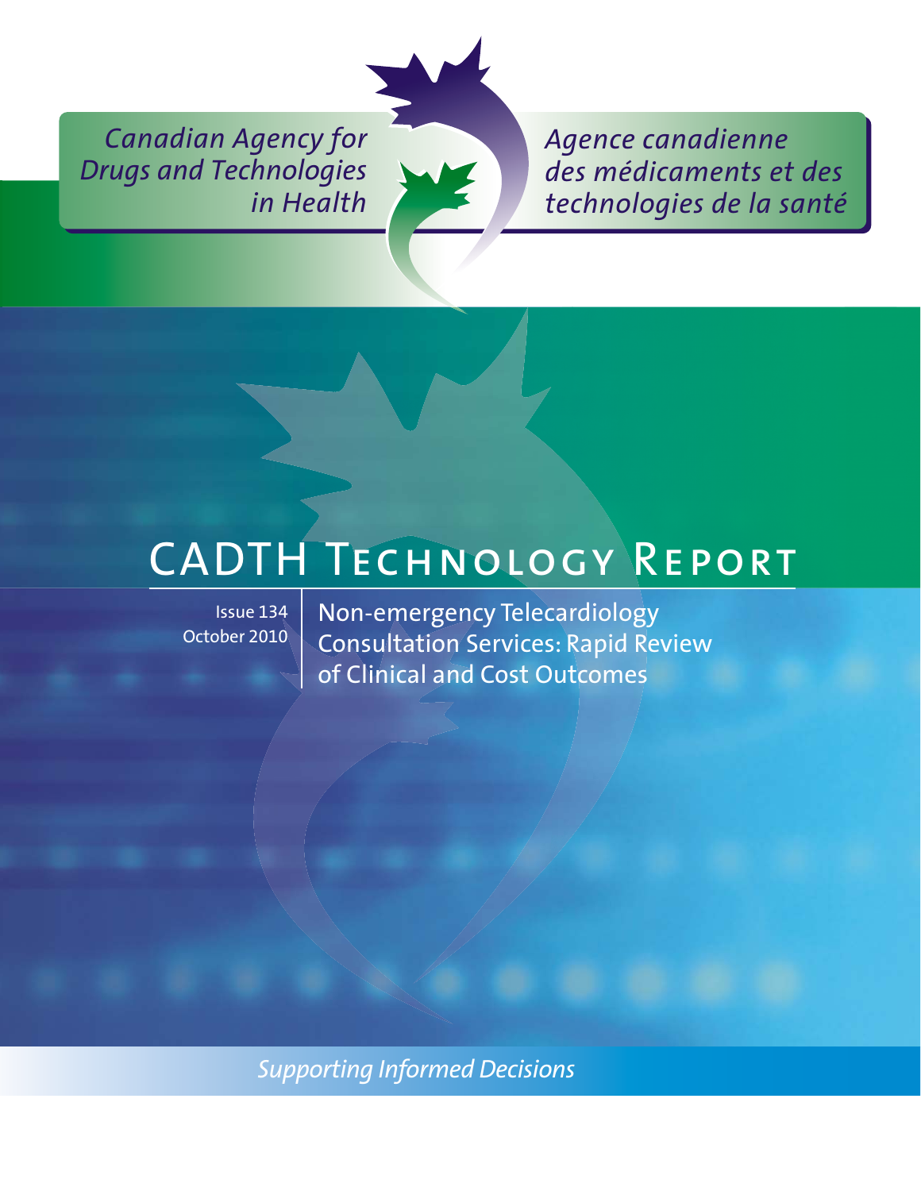Canadian Agency for Drugs and Technologies in Health

Agence canadienne des médicaments et des technologies de la santé

# CADTH Technology Report

Issue 134
October 2010

## Non-emergency Telecardiology Consultation Services: Rapid Review of Clinical and Cost Outcomes

*Supporting Informed Decisions*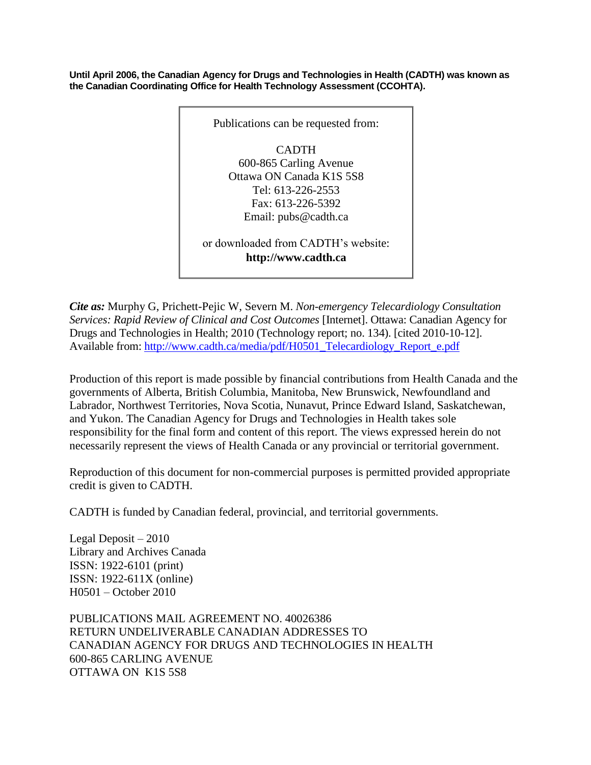**Until April 2006, the Canadian Agency for Drugs and Technologies in Health (CADTH) was known as the Canadian Coordinating Office for Health Technology Assessment (CCOHTA).**

Publications can be requested from:

CADTH
600-865 Carling Avenue
Ottawa ON Canada K1S 5S8
Tel: 613-226-2553
Fax: 613-226-5392
Email: pubs@cadth.ca

or downloaded from CADTH's website:
**http://www.cadth.ca**

***Cite as:*** Murphy G, Prichett-Pejic W, Severn M. *Non-emergency Telecardiology Consultation Services: Rapid Review of Clinical and Cost Outcomes* [Internet]. Ottawa: Canadian Agency for Drugs and Technologies in Health; 2010 (Technology report; no. 134). [cited 2010-10-12]. Available from: http://www.cadth.ca/media/pdf/H0501_Telecardiology_Report_e.pdf

Production of this report is made possible by financial contributions from Health Canada and the governments of Alberta, British Columbia, Manitoba, New Brunswick, Newfoundland and Labrador, Northwest Territories, Nova Scotia, Nunavut, Prince Edward Island, Saskatchewan, and Yukon. The Canadian Agency for Drugs and Technologies in Health takes sole responsibility for the final form and content of this report. The views expressed herein do not necessarily represent the views of Health Canada or any provincial or territorial government.

Reproduction of this document for non-commercial purposes is permitted provided appropriate credit is given to CADTH.

CADTH is funded by Canadian federal, provincial, and territorial governments.

Legal Deposit – 2010
Library and Archives Canada
ISSN: 1922-6101 (print)
ISSN: 1922-611X (online)
H0501 – October 2010

PUBLICATIONS MAIL AGREEMENT NO. 40026386
RETURN UNDELIVERABLE CANADIAN ADDRESSES TO
CANADIAN AGENCY FOR DRUGS AND TECHNOLOGIES IN HEALTH
600-865 CARLING AVENUE
OTTAWA ON K1S 5S8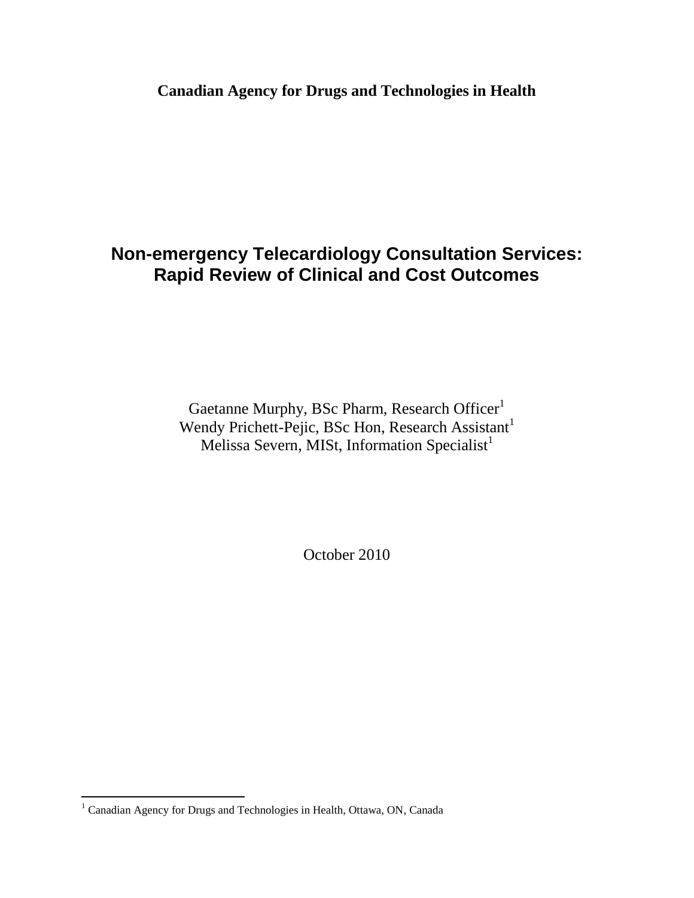**Canadian Agency for Drugs and Technologies in Health**

# Non-emergency Telecardiology Consultation Services: Rapid Review of Clinical and Cost Outcomes

Gaetanne Murphy, BSc Pharm, Research Officer[1]
Wendy Prichett-Pejic, BSc Hon, Research Assistant[1]
Melissa Severn, MISt, Information Specialist[1]

October 2010

[1] Canadian Agency for Drugs and Technologies in Health, Ottawa, ON, Canada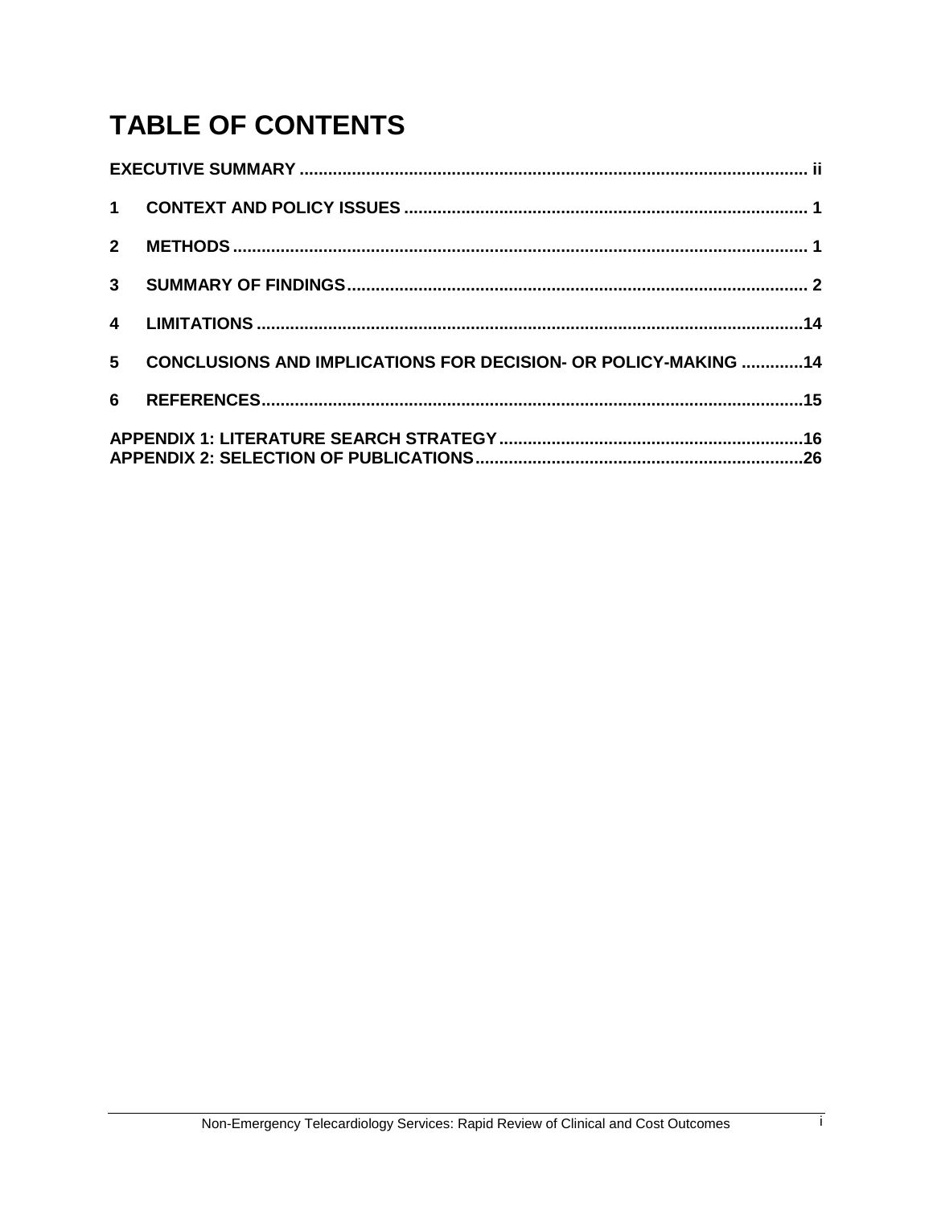# TABLE OF CONTENTS

**EXECUTIVE SUMMARY** .......... ii

**1 CONTEXT AND POLICY ISSUES** .......... 1

**2 METHODS** .......... 1

**3 SUMMARY OF FINDINGS** .......... 2

**4 LIMITATIONS** .......... 14

**5 CONCLUSIONS AND IMPLICATIONS FOR DECISION- OR POLICY-MAKING** .......... 14

**6 REFERENCES** .......... 15

**APPENDIX 1: LITERATURE SEARCH STRATEGY** .......... 16
**APPENDIX 2: SELECTION OF PUBLICATIONS** .......... 26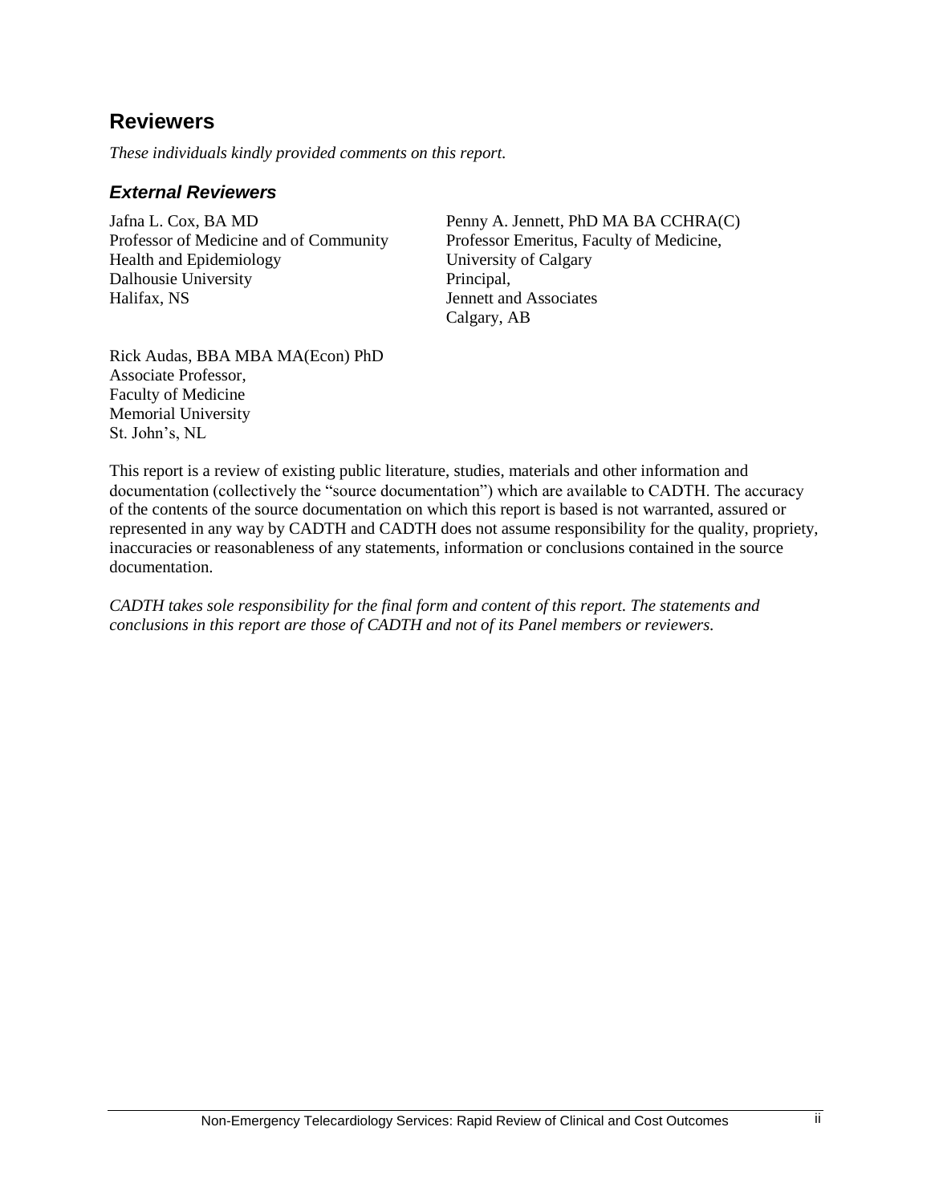## Reviewers

*These individuals kindly provided comments on this report.*

### *External Reviewers*

Jafna L. Cox, BA MD
Professor of Medicine and of Community Health and Epidemiology
Dalhousie University
Halifax, NS

Penny A. Jennett, PhD MA BA CCHRA(C)
Professor Emeritus, Faculty of Medicine,
University of Calgary
Principal,
Jennett and Associates
Calgary, AB

Rick Audas, BBA MBA MA(Econ) PhD
Associate Professor,
Faculty of Medicine
Memorial University
St. John's, NL

This report is a review of existing public literature, studies, materials and other information and documentation (collectively the "source documentation") which are available to CADTH. The accuracy of the contents of the source documentation on which this report is based is not warranted, assured or represented in any way by CADTH and CADTH does not assume responsibility for the quality, propriety, inaccuracies or reasonableness of any statements, information or conclusions contained in the source documentation.

*CADTH takes sole responsibility for the final form and content of this report. The statements and conclusions in this report are those of CADTH and not of its Panel members or reviewers.*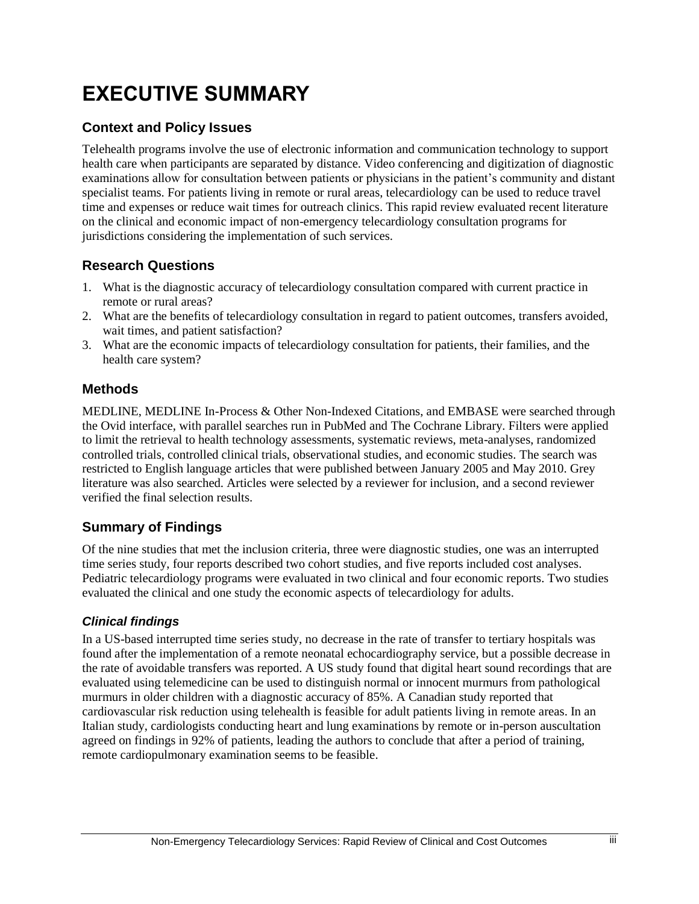# EXECUTIVE SUMMARY

## Context and Policy Issues

Telehealth programs involve the use of electronic information and communication technology to support health care when participants are separated by distance. Video conferencing and digitization of diagnostic examinations allow for consultation between patients or physicians in the patient's community and distant specialist teams. For patients living in remote or rural areas, telecardiology can be used to reduce travel time and expenses or reduce wait times for outreach clinics. This rapid review evaluated recent literature on the clinical and economic impact of non-emergency telecardiology consultation programs for jurisdictions considering the implementation of such services.

## Research Questions

1. What is the diagnostic accuracy of telecardiology consultation compared with current practice in remote or rural areas?
2. What are the benefits of telecardiology consultation in regard to patient outcomes, transfers avoided, wait times, and patient satisfaction?
3. What are the economic impacts of telecardiology consultation for patients, their families, and the health care system?

## Methods

MEDLINE, MEDLINE In-Process & Other Non-Indexed Citations, and EMBASE were searched through the Ovid interface, with parallel searches run in PubMed and The Cochrane Library. Filters were applied to limit the retrieval to health technology assessments, systematic reviews, meta-analyses, randomized controlled trials, controlled clinical trials, observational studies, and economic studies. The search was restricted to English language articles that were published between January 2005 and May 2010. Grey literature was also searched. Articles were selected by a reviewer for inclusion, and a second reviewer verified the final selection results.

## Summary of Findings

Of the nine studies that met the inclusion criteria, three were diagnostic studies, one was an interrupted time series study, four reports described two cohort studies, and five reports included cost analyses. Pediatric telecardiology programs were evaluated in two clinical and four economic reports. Two studies evaluated the clinical and one study the economic aspects of telecardiology for adults.

### *Clinical findings*

In a US-based interrupted time series study, no decrease in the rate of transfer to tertiary hospitals was found after the implementation of a remote neonatal echocardiography service, but a possible decrease in the rate of avoidable transfers was reported. A US study found that digital heart sound recordings that are evaluated using telemedicine can be used to distinguish normal or innocent murmurs from pathological murmurs in older children with a diagnostic accuracy of 85%. A Canadian study reported that cardiovascular risk reduction using telehealth is feasible for adult patients living in remote areas. In an Italian study, cardiologists conducting heart and lung examinations by remote or in-person auscultation agreed on findings in 92% of patients, leading the authors to conclude that after a period of training, remote cardiopulmonary examination seems to be feasible.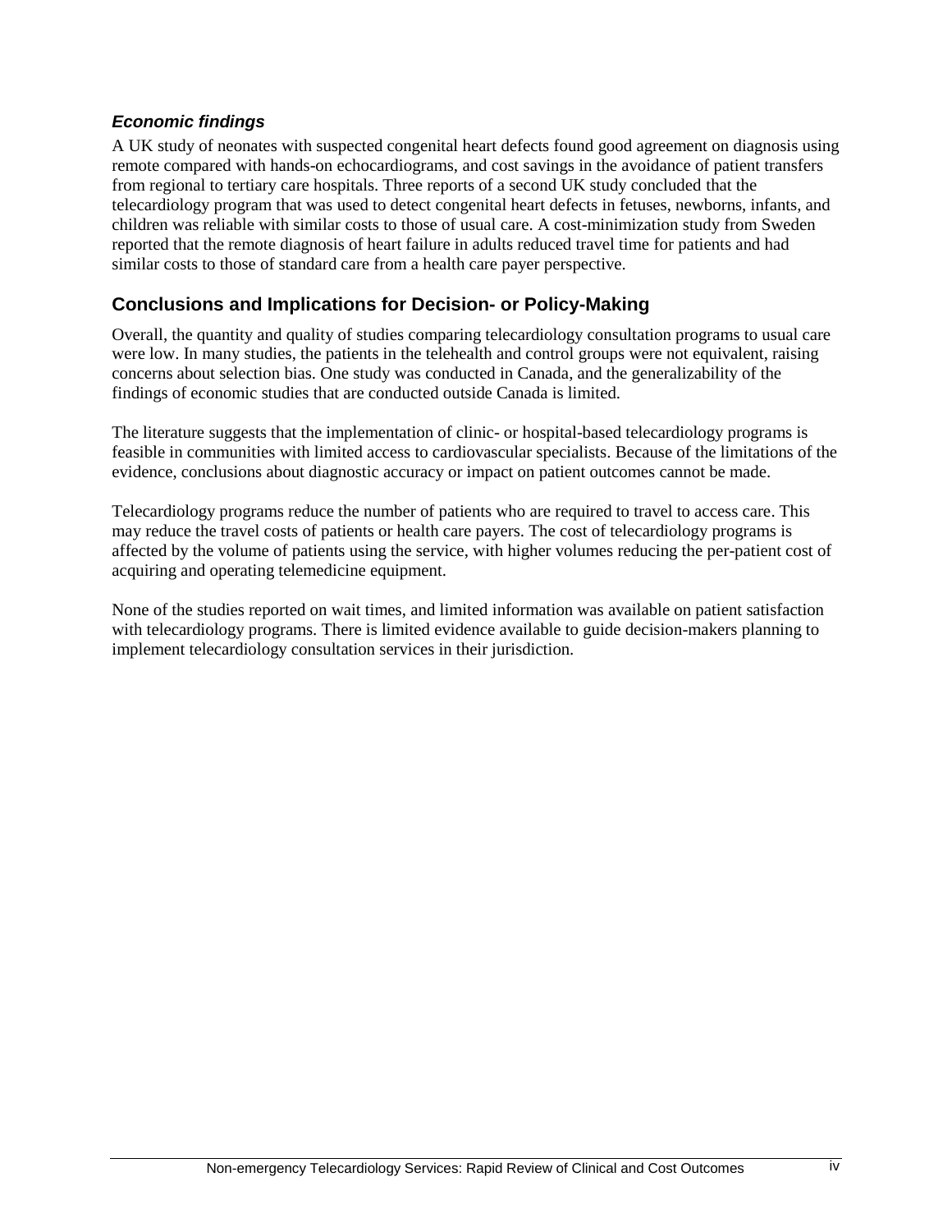### *Economic findings*

A UK study of neonates with suspected congenital heart defects found good agreement on diagnosis using remote compared with hands-on echocardiograms, and cost savings in the avoidance of patient transfers from regional to tertiary care hospitals. Three reports of a second UK study concluded that the telecardiology program that was used to detect congenital heart defects in fetuses, newborns, infants, and children was reliable with similar costs to those of usual care. A cost-minimization study from Sweden reported that the remote diagnosis of heart failure in adults reduced travel time for patients and had similar costs to those of standard care from a health care payer perspective.

## Conclusions and Implications for Decision- or Policy-Making

Overall, the quantity and quality of studies comparing telecardiology consultation programs to usual care were low. In many studies, the patients in the telehealth and control groups were not equivalent, raising concerns about selection bias. One study was conducted in Canada, and the generalizability of the findings of economic studies that are conducted outside Canada is limited.

The literature suggests that the implementation of clinic- or hospital-based telecardiology programs is feasible in communities with limited access to cardiovascular specialists. Because of the limitations of the evidence, conclusions about diagnostic accuracy or impact on patient outcomes cannot be made.

Telecardiology programs reduce the number of patients who are required to travel to access care. This may reduce the travel costs of patients or health care payers. The cost of telecardiology programs is affected by the volume of patients using the service, with higher volumes reducing the per-patient cost of acquiring and operating telemedicine equipment.

None of the studies reported on wait times, and limited information was available on patient satisfaction with telecardiology programs. There is limited evidence available to guide decision-makers planning to implement telecardiology consultation services in their jurisdiction.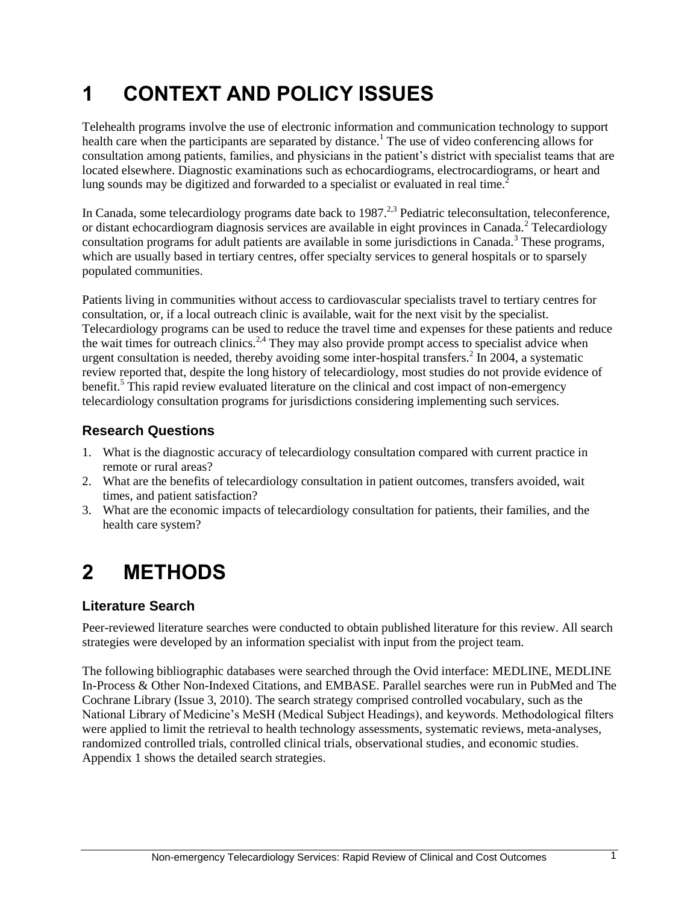# 1 CONTEXT AND POLICY ISSUES

Telehealth programs involve the use of electronic information and communication technology to support health care when the participants are separated by distance.[1] The use of video conferencing allows for consultation among patients, families, and physicians in the patient's district with specialist teams that are located elsewhere. Diagnostic examinations such as echocardiograms, electrocardiograms, or heart and lung sounds may be digitized and forwarded to a specialist or evaluated in real time.[2]

In Canada, some telecardiology programs date back to 1987.[2,3] Pediatric teleconsultation, teleconference, or distant echocardiogram diagnosis services are available in eight provinces in Canada.[2] Telecardiology consultation programs for adult patients are available in some jurisdictions in Canada.[3] These programs, which are usually based in tertiary centres, offer specialty services to general hospitals or to sparsely populated communities.

Patients living in communities without access to cardiovascular specialists travel to tertiary centres for consultation, or, if a local outreach clinic is available, wait for the next visit by the specialist. Telecardiology programs can be used to reduce the travel time and expenses for these patients and reduce the wait times for outreach clinics.[2,4] They may also provide prompt access to specialist advice when urgent consultation is needed, thereby avoiding some inter-hospital transfers.[2] In 2004, a systematic review reported that, despite the long history of telecardiology, most studies do not provide evidence of benefit.[5] This rapid review evaluated literature on the clinical and cost impact of non-emergency telecardiology consultation programs for jurisdictions considering implementing such services.

## Research Questions

1. What is the diagnostic accuracy of telecardiology consultation compared with current practice in remote or rural areas?
2. What are the benefits of telecardiology consultation in patient outcomes, transfers avoided, wait times, and patient satisfaction?
3. What are the economic impacts of telecardiology consultation for patients, their families, and the health care system?

# 2 METHODS

## Literature Search

Peer-reviewed literature searches were conducted to obtain published literature for this review. All search strategies were developed by an information specialist with input from the project team.

The following bibliographic databases were searched through the Ovid interface: MEDLINE, MEDLINE In-Process & Other Non-Indexed Citations, and EMBASE. Parallel searches were run in PubMed and The Cochrane Library (Issue 3, 2010). The search strategy comprised controlled vocabulary, such as the National Library of Medicine's MeSH (Medical Subject Headings), and keywords. Methodological filters were applied to limit the retrieval to health technology assessments, systematic reviews, meta-analyses, randomized controlled trials, controlled clinical trials, observational studies, and economic studies. Appendix 1 shows the detailed search strategies.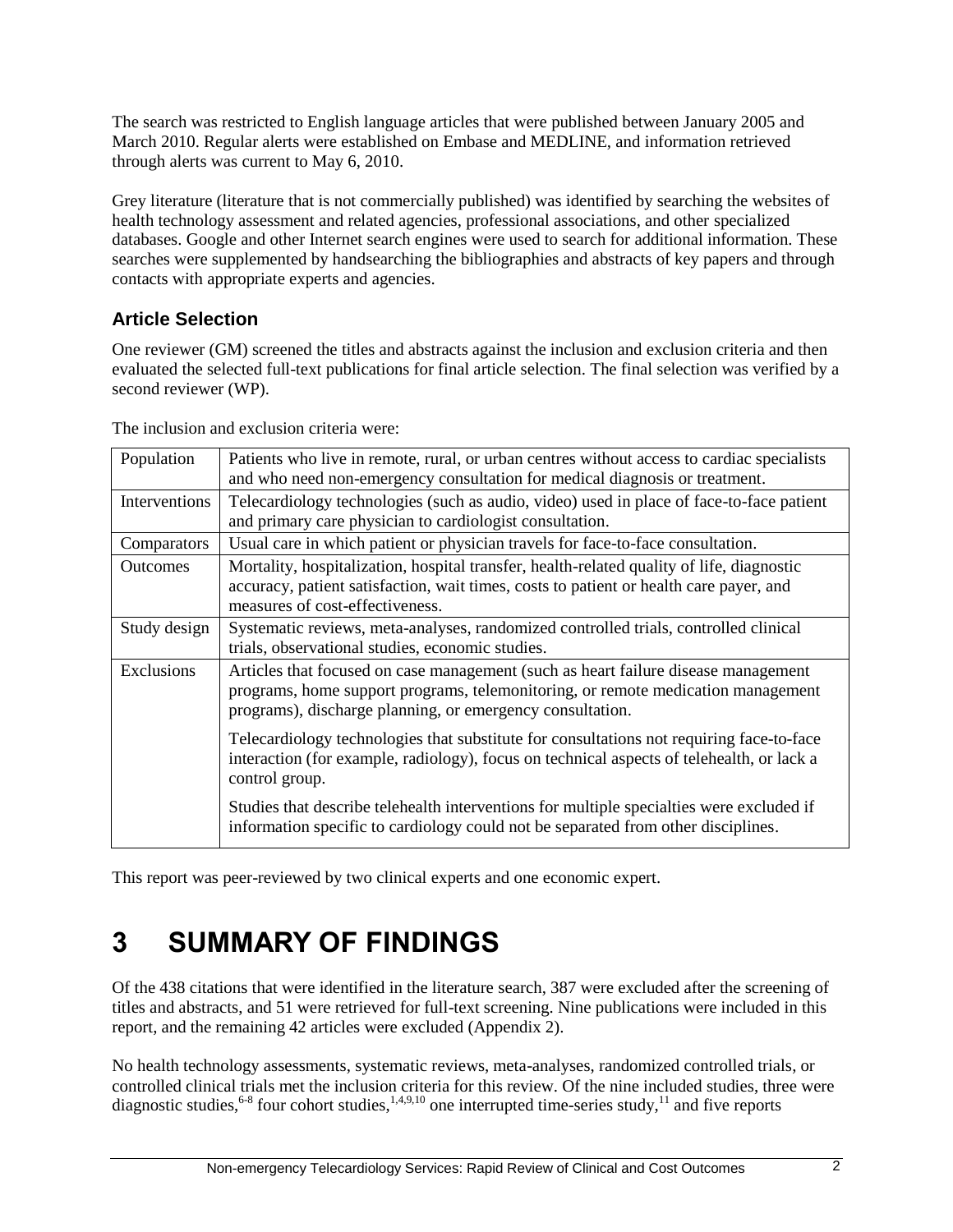The search was restricted to English language articles that were published between January 2005 and March 2010. Regular alerts were established on Embase and MEDLINE, and information retrieved through alerts was current to May 6, 2010.

Grey literature (literature that is not commercially published) was identified by searching the websites of health technology assessment and related agencies, professional associations, and other specialized databases. Google and other Internet search engines were used to search for additional information. These searches were supplemented by handsearching the bibliographies and abstracts of key papers and through contacts with appropriate experts and agencies.

### Article Selection

One reviewer (GM) screened the titles and abstracts against the inclusion and exclusion criteria and then evaluated the selected full-text publications for final article selection. The final selection was verified by a second reviewer (WP).

The inclusion and exclusion criteria were:

| | |
|---|---|
| Population | Patients who live in remote, rural, or urban centres without access to cardiac specialists and who need non-emergency consultation for medical diagnosis or treatment. |
| Interventions | Telecardiology technologies (such as audio, video) used in place of face-to-face patient and primary care physician to cardiologist consultation. |
| Comparators | Usual care in which patient or physician travels for face-to-face consultation. |
| Outcomes | Mortality, hospitalization, hospital transfer, health-related quality of life, diagnostic accuracy, patient satisfaction, wait times, costs to patient or health care payer, and measures of cost-effectiveness. |
| Study design | Systematic reviews, meta-analyses, randomized controlled trials, controlled clinical trials, observational studies, economic studies. |
| Exclusions | Articles that focused on case management (such as heart failure disease management programs, home support programs, telemonitoring, or remote medication management programs), discharge planning, or emergency consultation.<br><br>Telecardiology technologies that substitute for consultations not requiring face-to-face interaction (for example, radiology), focus on technical aspects of telehealth, or lack a control group.<br><br>Studies that describe telehealth interventions for multiple specialties were excluded if information specific to cardiology could not be separated from other disciplines. |

This report was peer-reviewed by two clinical experts and one economic expert.

# 3 SUMMARY OF FINDINGS

Of the 438 citations that were identified in the literature search, 387 were excluded after the screening of titles and abstracts, and 51 were retrieved for full-text screening. Nine publications were included in this report, and the remaining 42 articles were excluded (Appendix 2).

No health technology assessments, systematic reviews, meta-analyses, randomized controlled trials, or controlled clinical trials met the inclusion criteria for this review. Of the nine included studies, three were diagnostic studies,[6-8] four cohort studies,[1,4,9,10] one interrupted time-series study,[11] and five reports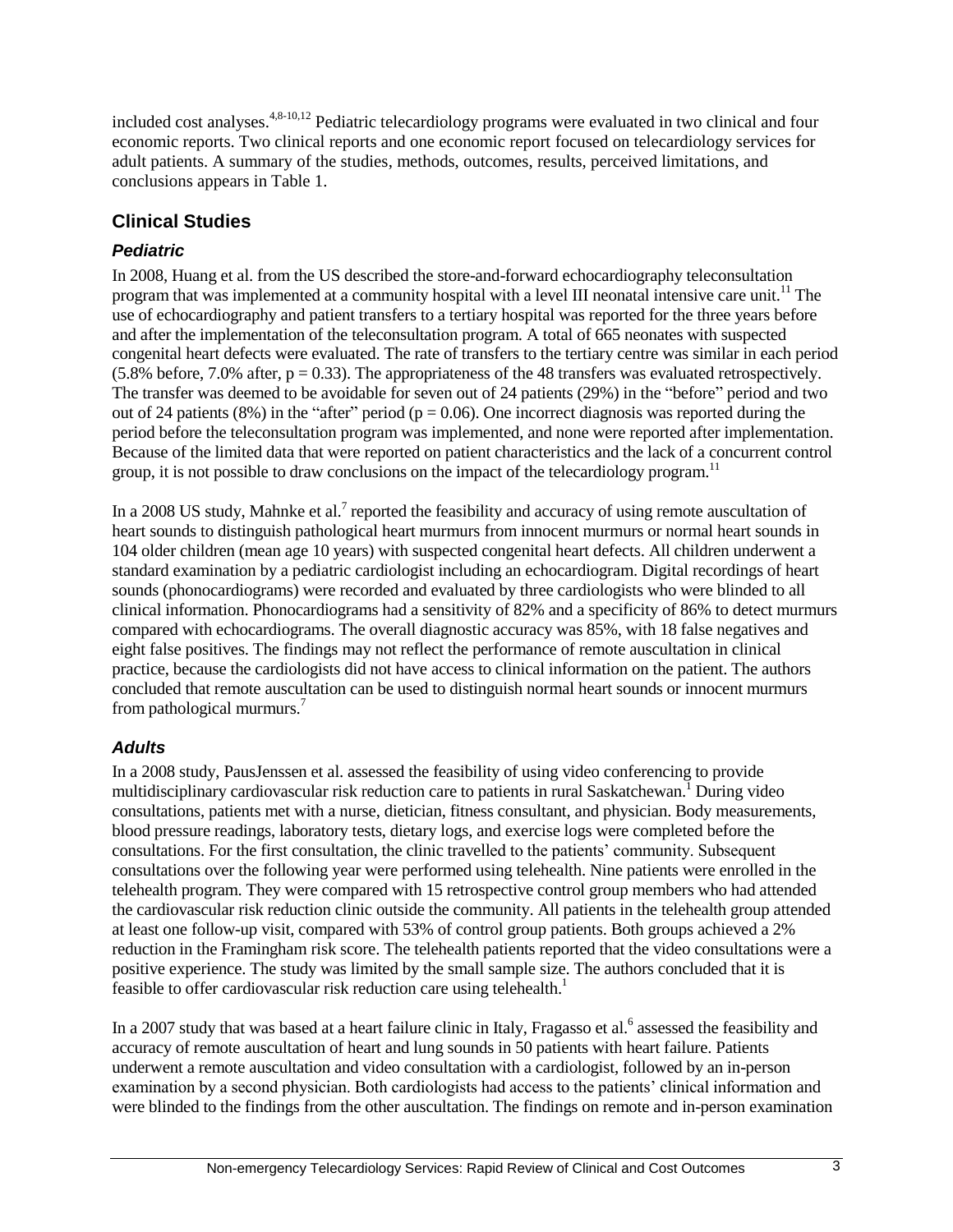included cost analyses.[4,8-10,12] Pediatric telecardiology programs were evaluated in two clinical and four economic reports. Two clinical reports and one economic report focused on telecardiology services for adult patients. A summary of the studies, methods, outcomes, results, perceived limitations, and conclusions appears in Table 1.

## Clinical Studies

### *Pediatric*

In 2008, Huang et al. from the US described the store-and-forward echocardiography teleconsultation program that was implemented at a community hospital with a level III neonatal intensive care unit.[11] The use of echocardiography and patient transfers to a tertiary hospital was reported for the three years before and after the implementation of the teleconsultation program. A total of 665 neonates with suspected congenital heart defects were evaluated. The rate of transfers to the tertiary centre was similar in each period (5.8% before, 7.0% after, $p = 0.33$). The appropriateness of the 48 transfers was evaluated retrospectively. The transfer was deemed to be avoidable for seven out of 24 patients (29%) in the "before" period and two out of 24 patients (8%) in the "after" period ($p = 0.06$). One incorrect diagnosis was reported during the period before the teleconsultation program was implemented, and none were reported after implementation. Because of the limited data that were reported on patient characteristics and the lack of a concurrent control group, it is not possible to draw conclusions on the impact of the telecardiology program.[11]

In a 2008 US study, Mahnke et al.[7] reported the feasibility and accuracy of using remote auscultation of heart sounds to distinguish pathological heart murmurs from innocent murmurs or normal heart sounds in 104 older children (mean age 10 years) with suspected congenital heart defects. All children underwent a standard examination by a pediatric cardiologist including an echocardiogram. Digital recordings of heart sounds (phonocardiograms) were recorded and evaluated by three cardiologists who were blinded to all clinical information. Phonocardiograms had a sensitivity of 82% and a specificity of 86% to detect murmurs compared with echocardiograms. The overall diagnostic accuracy was 85%, with 18 false negatives and eight false positives. The findings may not reflect the performance of remote auscultation in clinical practice, because the cardiologists did not have access to clinical information on the patient. The authors concluded that remote auscultation can be used to distinguish normal heart sounds or innocent murmurs from pathological murmurs.[7]

### *Adults*

In a 2008 study, PausJenssen et al. assessed the feasibility of using video conferencing to provide multidisciplinary cardiovascular risk reduction care to patients in rural Saskatchewan.[1] During video consultations, patients met with a nurse, dietician, fitness consultant, and physician. Body measurements, blood pressure readings, laboratory tests, dietary logs, and exercise logs were completed before the consultations. For the first consultation, the clinic travelled to the patients' community. Subsequent consultations over the following year were performed using telehealth. Nine patients were enrolled in the telehealth program. They were compared with 15 retrospective control group members who had attended the cardiovascular risk reduction clinic outside the community. All patients in the telehealth group attended at least one follow-up visit, compared with 53% of control group patients. Both groups achieved a 2% reduction in the Framingham risk score. The telehealth patients reported that the video consultations were a positive experience. The study was limited by the small sample size. The authors concluded that it is feasible to offer cardiovascular risk reduction care using telehealth.[1]

In a 2007 study that was based at a heart failure clinic in Italy, Fragasso et al.[6] assessed the feasibility and accuracy of remote auscultation of heart and lung sounds in 50 patients with heart failure. Patients underwent a remote auscultation and video consultation with a cardiologist, followed by an in-person examination by a second physician. Both cardiologists had access to the patients' clinical information and were blinded to the findings from the other auscultation. The findings on remote and in-person examination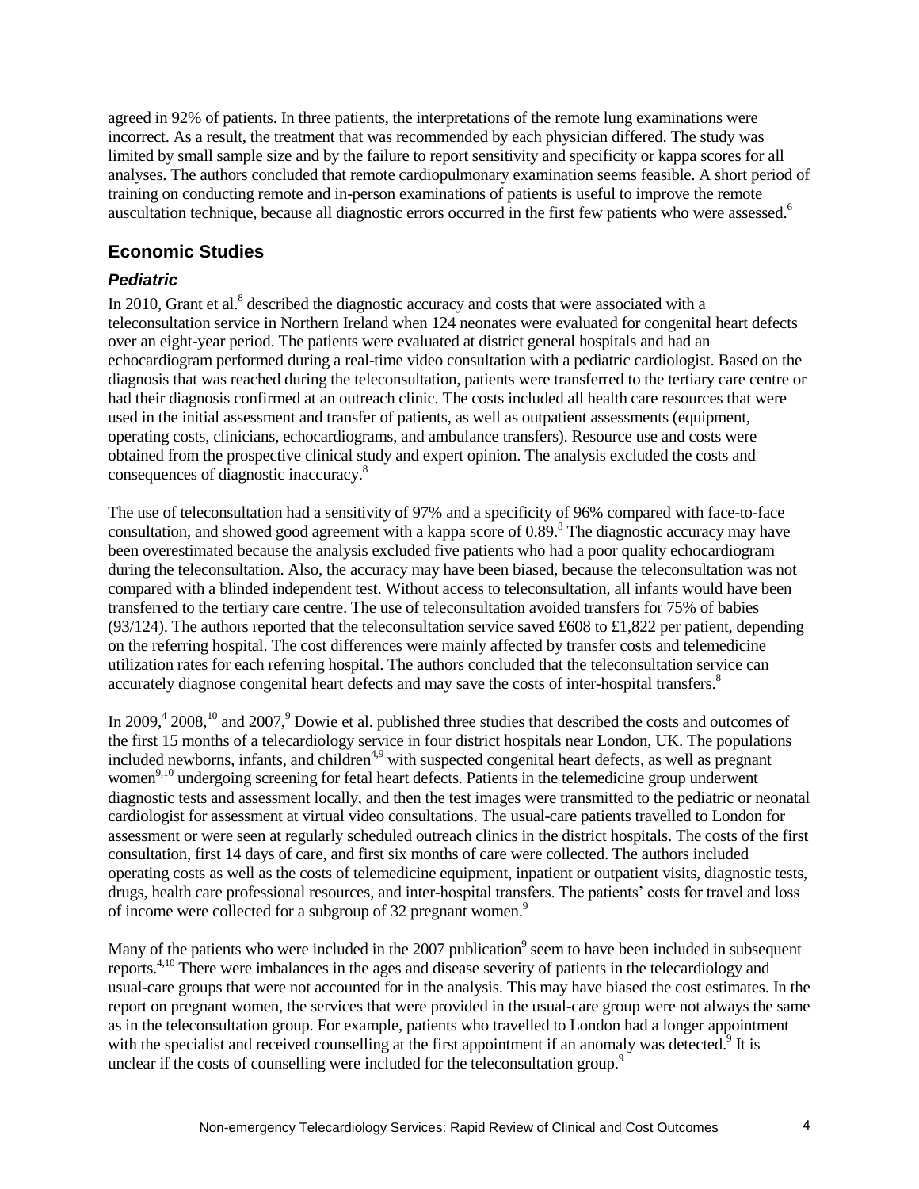agreed in 92% of patients. In three patients, the interpretations of the remote lung examinations were incorrect. As a result, the treatment that was recommended by each physician differed. The study was limited by small sample size and by the failure to report sensitivity and specificity or kappa scores for all analyses. The authors concluded that remote cardiopulmonary examination seems feasible. A short period of training on conducting remote and in-person examinations of patients is useful to improve the remote auscultation technique, because all diagnostic errors occurred in the first few patients who were assessed.[6]

## Economic Studies

### *Pediatric*

In 2010, Grant et al.[8] described the diagnostic accuracy and costs that were associated with a teleconsultation service in Northern Ireland when 124 neonates were evaluated for congenital heart defects over an eight-year period. The patients were evaluated at district general hospitals and had an echocardiogram performed during a real-time video consultation with a pediatric cardiologist. Based on the diagnosis that was reached during the teleconsultation, patients were transferred to the tertiary care centre or had their diagnosis confirmed at an outreach clinic. The costs included all health care resources that were used in the initial assessment and transfer of patients, as well as outpatient assessments (equipment, operating costs, clinicians, echocardiograms, and ambulance transfers). Resource use and costs were obtained from the prospective clinical study and expert opinion. The analysis excluded the costs and consequences of diagnostic inaccuracy.[8]

The use of teleconsultation had a sensitivity of 97% and a specificity of 96% compared with face-to-face consultation, and showed good agreement with a kappa score of 0.89.[8] The diagnostic accuracy may have been overestimated because the analysis excluded five patients who had a poor quality echocardiogram during the teleconsultation. Also, the accuracy may have been biased, because the teleconsultation was not compared with a blinded independent test. Without access to teleconsultation, all infants would have been transferred to the tertiary care centre. The use of teleconsultation avoided transfers for 75% of babies (93/124). The authors reported that the teleconsultation service saved £608 to £1,822 per patient, depending on the referring hospital. The cost differences were mainly affected by transfer costs and telemedicine utilization rates for each referring hospital. The authors concluded that the teleconsultation service can accurately diagnose congenital heart defects and may save the costs of inter-hospital transfers.[8]

In 2009,[4] 2008,[10] and 2007,[9] Dowie et al. published three studies that described the costs and outcomes of the first 15 months of a telecardiology service in four district hospitals near London, UK. The populations included newborns, infants, and children[4,9] with suspected congenital heart defects, as well as pregnant women[9,10] undergoing screening for fetal heart defects. Patients in the telemedicine group underwent diagnostic tests and assessment locally, and then the test images were transmitted to the pediatric or neonatal cardiologist for assessment at virtual video consultations. The usual-care patients travelled to London for assessment or were seen at regularly scheduled outreach clinics in the district hospitals. The costs of the first consultation, first 14 days of care, and first six months of care were collected. The authors included operating costs as well as the costs of telemedicine equipment, inpatient or outpatient visits, diagnostic tests, drugs, health care professional resources, and inter-hospital transfers. The patients' costs for travel and loss of income were collected for a subgroup of 32 pregnant women.[9]

Many of the patients who were included in the 2007 publication[9] seem to have been included in subsequent reports.[4,10] There were imbalances in the ages and disease severity of patients in the telecardiology and usual-care groups that were not accounted for in the analysis. This may have biased the cost estimates. In the report on pregnant women, the services that were provided in the usual-care group were not always the same as in the teleconsultation group. For example, patients who travelled to London had a longer appointment with the specialist and received counselling at the first appointment if an anomaly was detected.[9] It is unclear if the costs of counselling were included for the teleconsultation group.[9]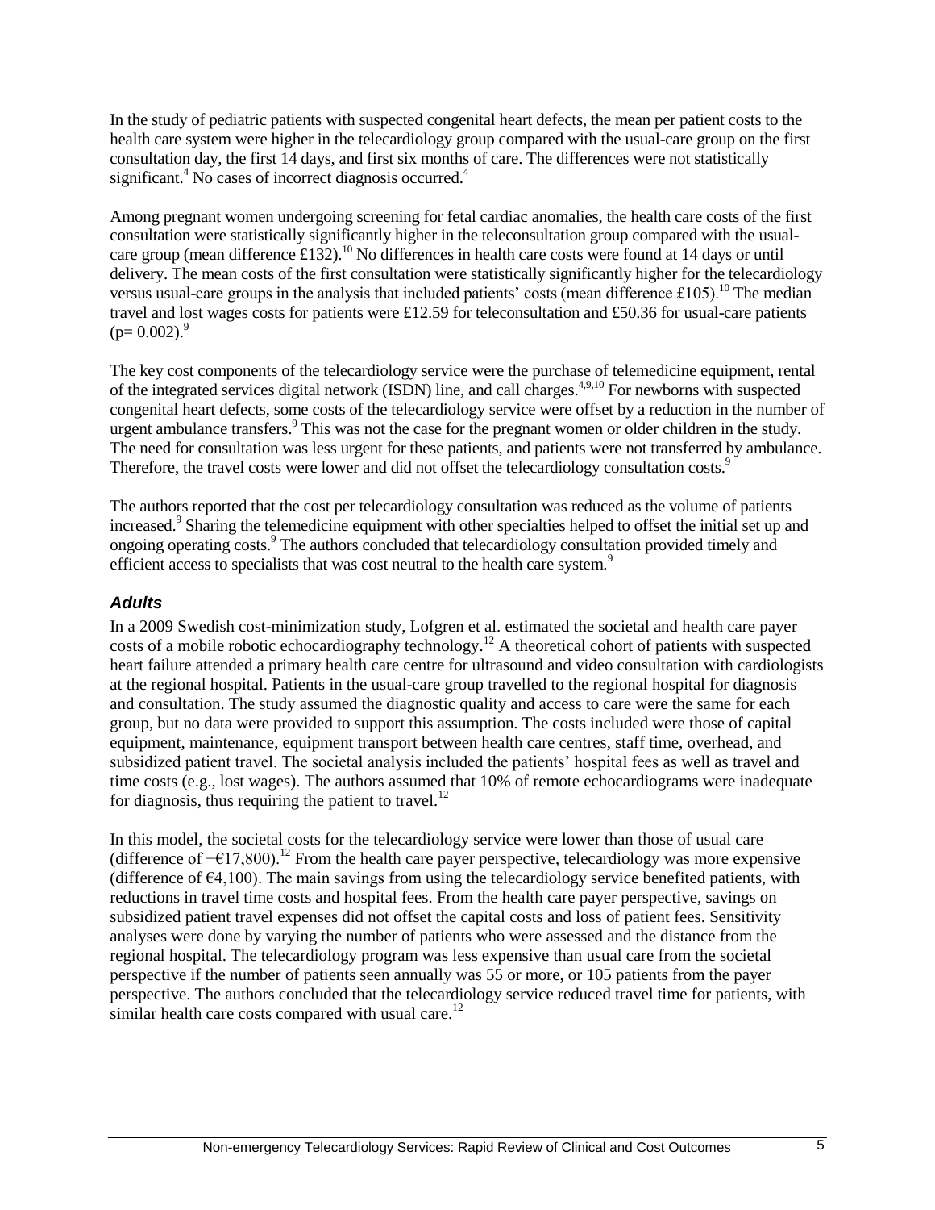In the study of pediatric patients with suspected congenital heart defects, the mean per patient costs to the health care system were higher in the telecardiology group compared with the usual-care group on the first consultation day, the first 14 days, and first six months of care. The differences were not statistically significant.[4] No cases of incorrect diagnosis occurred.[4]

Among pregnant women undergoing screening for fetal cardiac anomalies, the health care costs of the first consultation were statistically significantly higher in the teleconsultation group compared with the usual-care group (mean difference £132).[10] No differences in health care costs were found at 14 days or until delivery. The mean costs of the first consultation were statistically significantly higher for the telecardiology versus usual-care groups in the analysis that included patients' costs (mean difference £105).[10] The median travel and lost wages costs for patients were £12.59 for teleconsultation and £50.36 for usual-care patients ($p = 0.002$).[9]

The key cost components of the telecardiology service were the purchase of telemedicine equipment, rental of the integrated services digital network (ISDN) line, and call charges.[4,9,10] For newborns with suspected congenital heart defects, some costs of the telecardiology service were offset by a reduction in the number of urgent ambulance transfers.[9] This was not the case for the pregnant women or older children in the study. The need for consultation was less urgent for these patients, and patients were not transferred by ambulance. Therefore, the travel costs were lower and did not offset the telecardiology consultation costs.[9]

The authors reported that the cost per telecardiology consultation was reduced as the volume of patients increased.[9] Sharing the telemedicine equipment with other specialties helped to offset the initial set up and ongoing operating costs.[9] The authors concluded that telecardiology consultation provided timely and efficient access to specialists that was cost neutral to the health care system.[9]

### *Adults*

In a 2009 Swedish cost-minimization study, Lofgren et al. estimated the societal and health care payer costs of a mobile robotic echocardiography technology.[12] A theoretical cohort of patients with suspected heart failure attended a primary health care centre for ultrasound and video consultation with cardiologists at the regional hospital. Patients in the usual-care group travelled to the regional hospital for diagnosis and consultation. The study assumed the diagnostic quality and access to care were the same for each group, but no data were provided to support this assumption. The costs included were those of capital equipment, maintenance, equipment transport between health care centres, staff time, overhead, and subsidized patient travel. The societal analysis included the patients' hospital fees as well as travel and time costs (e.g., lost wages). The authors assumed that 10% of remote echocardiograms were inadequate for diagnosis, thus requiring the patient to travel.[12]

In this model, the societal costs for the telecardiology service were lower than those of usual care (difference of −€17,800).[12] From the health care payer perspective, telecardiology was more expensive (difference of €4,100). The main savings from using the telecardiology service benefited patients, with reductions in travel time costs and hospital fees. From the health care payer perspective, savings on subsidized patient travel expenses did not offset the capital costs and loss of patient fees. Sensitivity analyses were done by varying the number of patients who were assessed and the distance from the regional hospital. The telecardiology program was less expensive than usual care from the societal perspective if the number of patients seen annually was 55 or more, or 105 patients from the payer perspective. The authors concluded that the telecardiology service reduced travel time for patients, with similar health care costs compared with usual care.[12]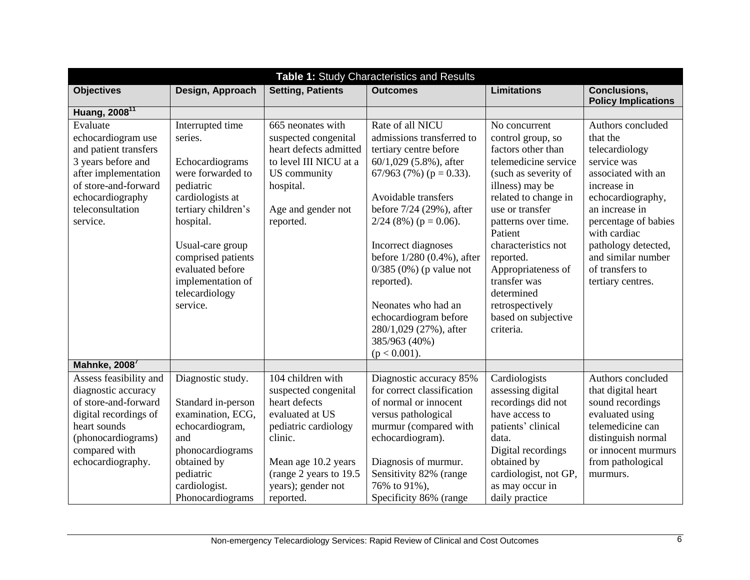**Table 1:** Study Characteristics and Results

| Objectives | Design, Approach | Setting, Patients | Outcomes | Limitations | Conclusions, Policy Implications |
|---|---|---|---|---|---|
| **Huang, 2008[11]** | | | | | |
| Evaluate echocardiogram use and patient transfers 3 years before and after implementation of store-and-forward echocardiography teleconsultation service. | Interrupted time series.<br><br>Echocardiograms were forwarded to pediatric cardiologists at tertiary children's hospital.<br><br>Usual-care group comprised patients evaluated before implementation of telecardiology service. | 665 neonates with suspected congenital heart defects admitted to level III NICU at a US community hospital.<br><br>Age and gender not reported. | Rate of all NICU admissions transferred to tertiary centre before 60/1,029 (5.8%), after 67/963 (7%) ($p = 0.33$).<br><br>Avoidable transfers before 7/24 (29%), after 2/24 (8%) ($p = 0.06$).<br><br>Incorrect diagnoses before 1/280 (0.4%), after 0/385 (0%) (p value not reported).<br><br>Neonates who had an echocardiogram before 280/1,029 (27%), after 385/963 (40%) ($p < 0.001$). | No concurrent control group, so factors other than telemedicine service (such as severity of illness) may be related to change in use or transfer patterns over time.<br>Patient characteristics not reported.<br>Appropriateness of transfer was determined retrospectively based on subjective criteria. | Authors concluded that the telecardiology service was associated with an increase in echocardiography, an increase in percentage of babies with cardiac pathology detected, and similar number of transfers to tertiary centres. |
| **Mahnke, 2008[7]** | | | | | |
| Assess feasibility and diagnostic accuracy of store-and-forward digital recordings of heart sounds (phonocardiograms) compared with echocardiography. | Diagnostic study.<br><br>Standard in-person examination, ECG, echocardiogram, and phonocardiograms obtained by pediatric cardiologist.<br>Phonocardiograms | 104 children with suspected congenital heart defects evaluated at US pediatric cardiology clinic.<br><br>Mean age 10.2 years (range 2 years to 19.5 years); gender not reported. | Diagnostic accuracy 85% for correct classification of normal or innocent versus pathological murmur (compared with echocardiogram).<br><br>Diagnosis of murmur. Sensitivity 82% (range 76% to 91%),<br>Specificity 86% (range | Cardiologists assessing digital recordings did not have access to patients' clinical data.<br>Digital recordings obtained by cardiologist, not GP, as may occur in daily practice | Authors concluded that digital heart sound recordings evaluated using telemedicine can distinguish normal or innocent murmurs from pathological murmurs. |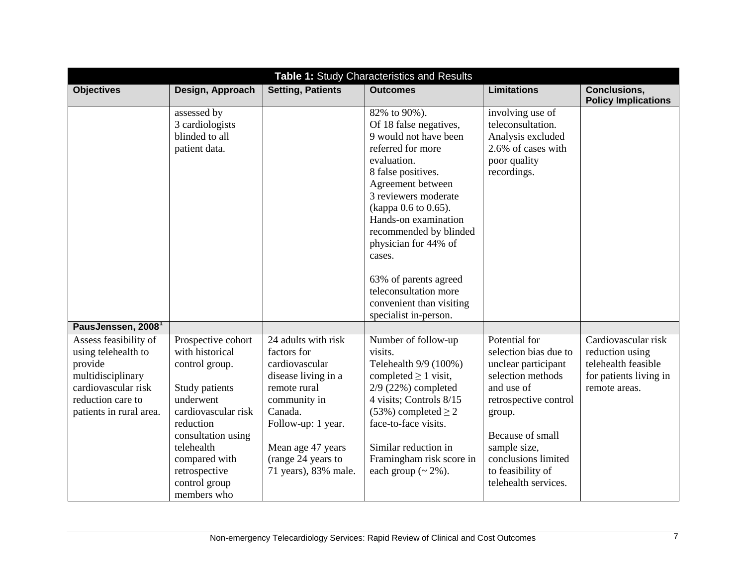| Table 1: Study Characteristics and Results | | | | | |
|---|---|---|---|---|---|
| **Objectives** | **Design, Approach** | **Setting, Patients** | **Outcomes** | **Limitations** | **Conclusions, Policy Implications** |
| | assessed by 3 cardiologists blinded to all patient data. | | 82% to 90%). Of 18 false negatives, 9 would not have been referred for more evaluation. 8 false positives. Agreement between 3 reviewers moderate (kappa 0.6 to 0.65). Hands-on examination recommended by blinded physician for 44% of cases.<br><br>63% of parents agreed teleconsultation more convenient than visiting specialist in-person. | involving use of teleconsultation. Analysis excluded 2.6% of cases with poor quality recordings. | |
| **PausJenssen, 2008[1]** | | | | | |
| Assess feasibility of using telehealth to provide multidisciplinary cardiovascular risk reduction care to patients in rural area. | Prospective cohort with historical control group.<br><br>Study patients underwent cardiovascular risk reduction consultation using telehealth compared with retrospective control group members who | 24 adults with risk factors for cardiovascular disease living in a remote rural community in Canada. Follow-up: 1 year.<br><br>Mean age 47 years (range 24 years to 71 years), 83% male. | Number of follow-up visits. Telehealth 9/9 (100%) completed $\geq 1$ visit, 2/9 (22%) completed 4 visits; Controls 8/15 (53%) completed $\geq 2$ face-to-face visits.<br><br>Similar reduction in Framingham risk score in each group (~ 2%). | Potential for selection bias due to unclear participant selection methods and use of retrospective control group.<br><br>Because of small sample size, conclusions limited to feasibility of telehealth services. | Cardiovascular risk reduction using telehealth feasible for patients living in remote areas. |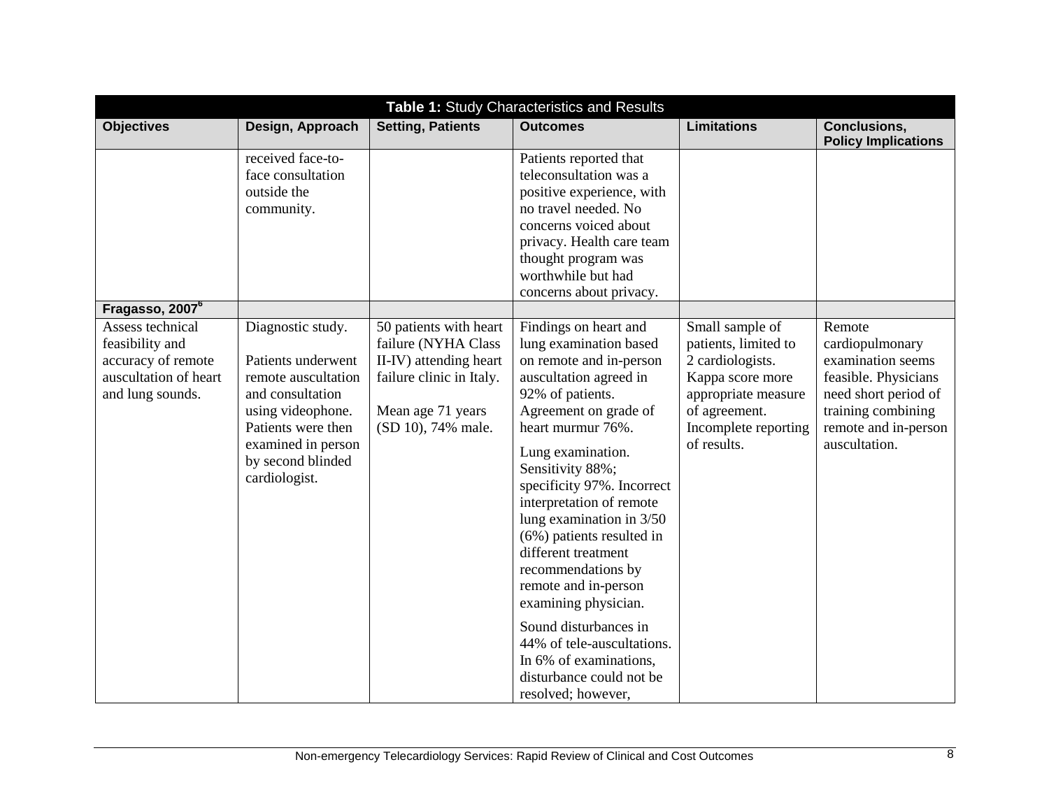**Table 1:** Study Characteristics and Results

| Objectives | Design, Approach | Setting, Patients | Outcomes | Limitations | Conclusions, Policy Implications |
|---|---|---|---|---|---|
| | received face-to-face consultation outside the community. | | Patients reported that teleconsultation was a positive experience, with no travel needed. No concerns voiced about privacy. Health care team thought program was worthwhile but had concerns about privacy. | | |
| **Fragasso, 2007[6]** | | | | | |
| Assess technical feasibility and accuracy of remote auscultation of heart and lung sounds. | Diagnostic study.<br><br>Patients underwent remote auscultation and consultation using videophone. Patients were then examined in person by second blinded cardiologist. | 50 patients with heart failure (NYHA Class II-IV) attending heart failure clinic in Italy.<br><br>Mean age 71 years (SD 10), 74% male. | Findings on heart and lung examination based on remote and in-person auscultation agreed in 92% of patients. Agreement on grade of heart murmur 76%.<br><br>Lung examination. Sensitivity 88%; specificity 97%. Incorrect interpretation of remote lung examination in 3/50 (6%) patients resulted in different treatment recommendations by remote and in-person examining physician.<br><br>Sound disturbances in 44% of tele-auscultations. In 6% of examinations, disturbance could not be resolved; however, | Small sample of patients, limited to 2 cardiologists. Kappa score more appropriate measure of agreement. Incomplete reporting of results. | Remote cardiopulmonary examination seems feasible. Physicians need short period of training combining remote and in-person auscultation. |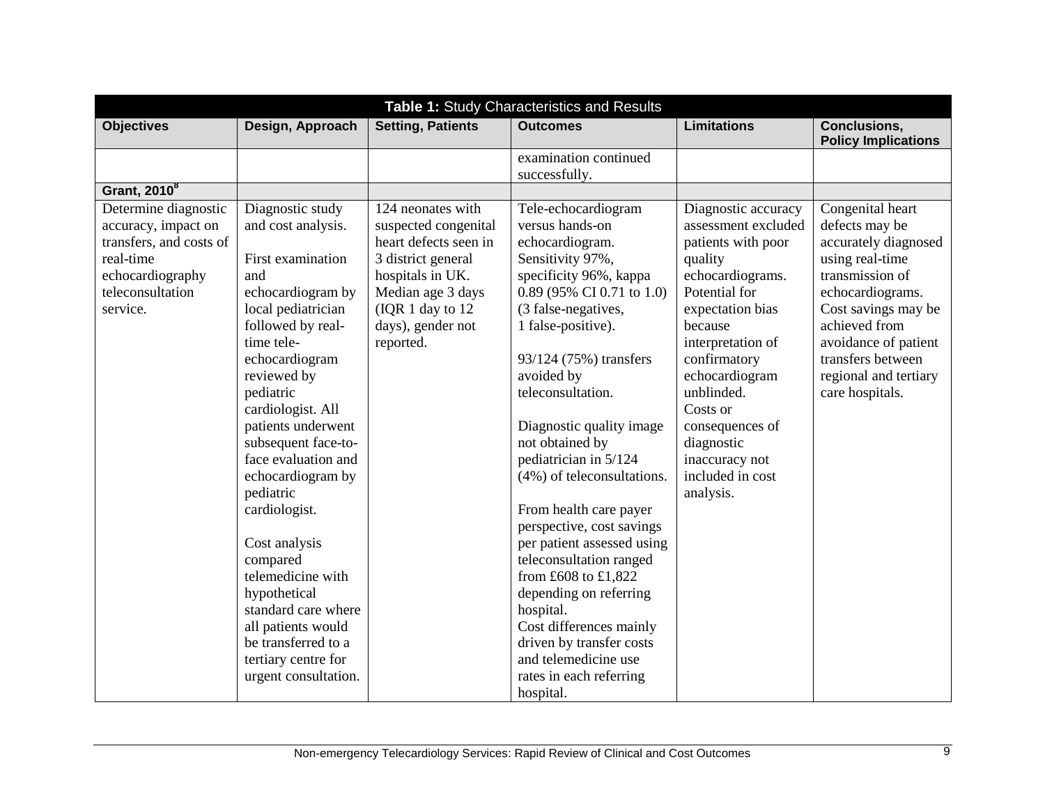| Table 1: Study Characteristics and Results | | | | | |
|---|---|---|---|---|---|
| **Objectives** | **Design, Approach** | **Setting, Patients** | **Outcomes** | **Limitations** | **Conclusions, Policy Implications** |
| | | | examination continued successfully. | | |
| **Grant, 2010[8]** | | | | | |
| Determine diagnostic accuracy, impact on transfers, and costs of real-time echocardiography teleconsultation service. | Diagnostic study and cost analysis.<br><br>First examination and echocardiogram by local pediatrician followed by real-time tele-echocardiogram reviewed by pediatric cardiologist. All patients underwent subsequent face-to-face evaluation and echocardiogram by pediatric cardiologist.<br><br>Cost analysis compared telemedicine with hypothetical standard care where all patients would be transferred to a tertiary centre for urgent consultation. | 124 neonates with suspected congenital heart defects seen in 3 district general hospitals in UK. Median age 3 days (IQR 1 day to 12 days), gender not reported. | Tele-echocardiogram versus hands-on echocardiogram. Sensitivity 97%, specificity 96%, kappa 0.89 (95% CI 0.71 to 1.0) (3 false-negatives, 1 false-positive).<br><br>93/124 (75%) transfers avoided by teleconsultation.<br><br>Diagnostic quality image not obtained by pediatrician in 5/124 (4%) of teleconsultations.<br><br>From health care payer perspective, cost savings per patient assessed using teleconsultation ranged from £608 to £1,822 depending on referring hospital.<br>Cost differences mainly driven by transfer costs and telemedicine use rates in each referring hospital. | Diagnostic accuracy assessment excluded patients with poor quality echocardiograms.<br>Potential for expectation bias because interpretation of confirmatory echocardiogram unblinded.<br>Costs or consequences of diagnostic inaccuracy not included in cost analysis. | Congenital heart defects may be accurately diagnosed using real-time transmission of echocardiograms. Cost savings may be achieved from avoidance of patient transfers between regional and tertiary care hospitals. |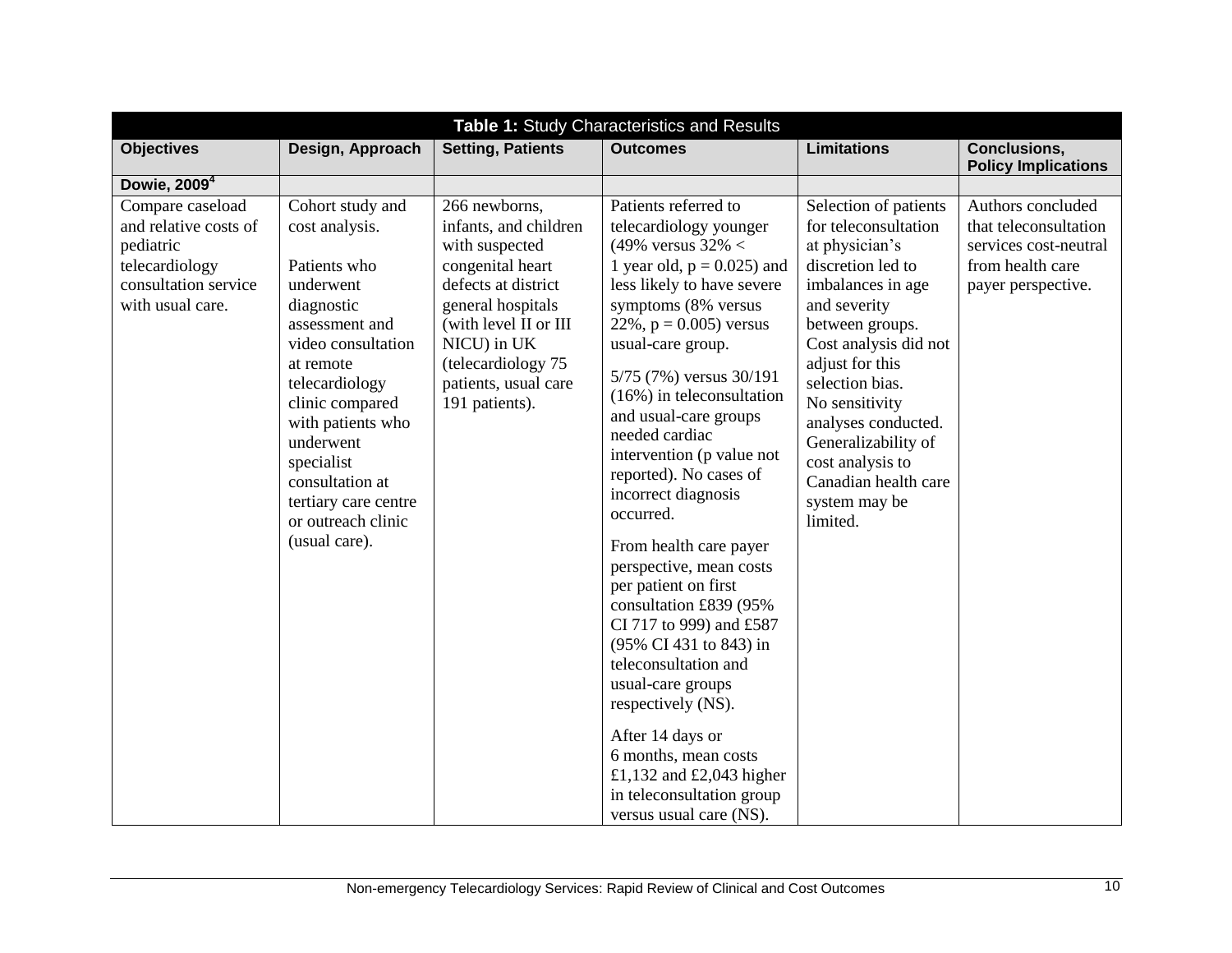| Table 1: Study Characteristics and Results | | | | | |
|---|---|---|---|---|---|
| **Objectives** | **Design, Approach** | **Setting, Patients** | **Outcomes** | **Limitations** | **Conclusions, Policy Implications** |
| **Dowie, 2009[4]** | | | | | |
| Compare caseload and relative costs of pediatric telecardiology consultation service with usual care. | Cohort study and cost analysis.<br><br>Patients who underwent diagnostic assessment and video consultation at remote telecardiology clinic compared with patients who underwent specialist consultation at tertiary care centre or outreach clinic (usual care). | 266 newborns, infants, and children with suspected congenital heart defects at district general hospitals (with level II or III NICU) in UK (telecardiology 75 patients, usual care 191 patients). | Patients referred to telecardiology younger (49% versus 32% < 1 year old, p = 0.025) and less likely to have severe symptoms (8% versus 22%, p = 0.005) versus usual-care group.<br><br>5/75 (7%) versus 30/191 (16%) in teleconsultation and usual-care groups needed cardiac intervention (p value not reported). No cases of incorrect diagnosis occurred.<br><br>From health care payer perspective, mean costs per patient on first consultation £839 (95% CI 717 to 999) and £587 (95% CI 431 to 843) in teleconsultation and usual-care groups respectively (NS).<br><br>After 14 days or 6 months, mean costs £1,132 and £2,043 higher in teleconsultation group versus usual care (NS). | Selection of patients for teleconsultation at physician's discretion led to imbalances in age and severity between groups. Cost analysis did not adjust for this selection bias. No sensitivity analyses conducted. Generalizability of cost analysis to Canadian health care system may be limited. | Authors concluded that teleconsultation services cost-neutral from health care payer perspective. |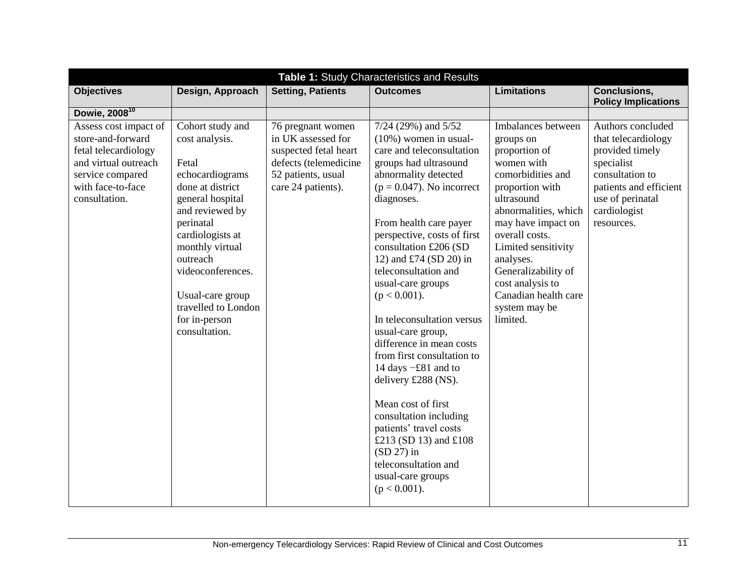| Table 1: Study Characteristics and Results | | | | | |
|---|---|---|---|---|---|
| **Objectives** | **Design, Approach** | **Setting, Patients** | **Outcomes** | **Limitations** | **Conclusions, Policy Implications** |
| **Dowie, 2008[10]** | | | | | |
| Assess cost impact of store-and-forward fetal telecardiology and virtual outreach service compared with face-to-face consultation. | Cohort study and cost analysis.<br><br>Fetal echocardiograms done at district general hospital and reviewed by perinatal cardiologists at monthly virtual outreach videoconferences.<br><br>Usual-care group travelled to London for in-person consultation. | 76 pregnant women in UK assessed for suspected fetal heart defects (telemedicine 52 patients, usual care 24 patients). | 7/24 (29%) and 5/52 (10%) women in usual-care and teleconsultation groups had ultrasound abnormality detected ($p = 0.047$). No incorrect diagnoses.<br><br>From health care payer perspective, costs of first consultation £206 (SD 12) and £74 (SD 20) in teleconsultation and usual-care groups ($p < 0.001$).<br><br>In teleconsultation versus usual-care group, difference in mean costs from first consultation to 14 days −£81 and to delivery £288 (NS).<br><br>Mean cost of first consultation including patients' travel costs £213 (SD 13) and £108 (SD 27) in teleconsultation and usual-care groups ($p < 0.001$). | Imbalances between groups on proportion of women with comorbidities and proportion with ultrasound abnormalities, which may have impact on overall costs. Limited sensitivity analyses. Generalizability of cost analysis to Canadian health care system may be limited. | Authors concluded that telecardiology provided timely specialist consultation to patients and efficient use of perinatal cardiologist resources. |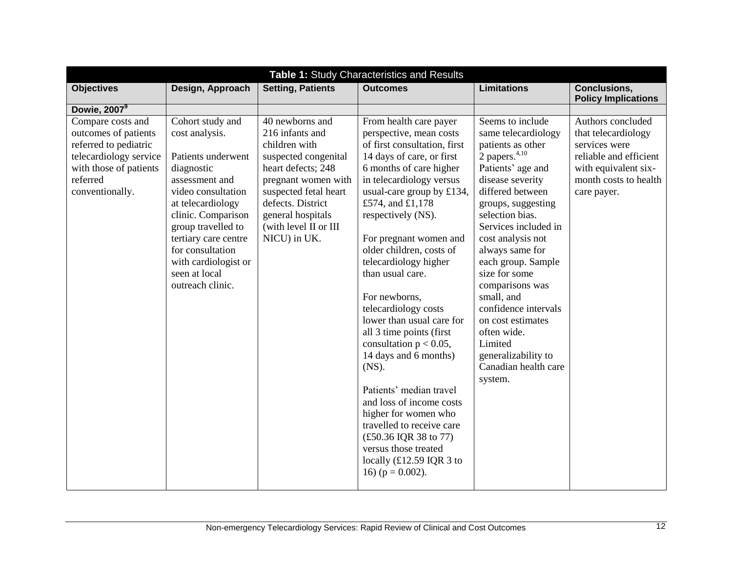**Table 1:** Study Characteristics and Results

| Objectives | Design, Approach | Setting, Patients | Outcomes | Limitations | Conclusions, Policy Implications |
|---|---|---|---|---|---|
| **Dowie, 2007[9]** | | | | | |
| Compare costs and outcomes of patients referred to pediatric telecardiology service with those of patients referred conventionally. | Cohort study and cost analysis.<br><br>Patients underwent diagnostic assessment and video consultation at telecardiology clinic. Comparison group travelled to tertiary care centre for consultation with cardiologist or seen at local outreach clinic. | 40 newborns and 216 infants and children with suspected congenital heart defects; 248 pregnant women with suspected fetal heart defects. District general hospitals (with level II or III NICU) in UK. | From health care payer perspective, mean costs of first consultation, first 14 days of care, or first 6 months of care higher in telecardiology versus usual-care group by £134, £574, and £1,178 respectively (NS).<br><br>For pregnant women and older children, costs of telecardiology higher than usual care.<br><br>For newborns, telecardiology costs lower than usual care for all 3 time points (first consultation $p < 0.05$, 14 days and 6 months) (NS).<br><br>Patients' median travel and loss of income costs higher for women who travelled to receive care (£50.36 IQR 38 to 77) versus those treated locally (£12.59 IQR 3 to 16) ($p = 0.002$). | Seems to include same telecardiology patients as other 2 papers.[4,10]<br>Patients' age and disease severity differed between groups, suggesting selection bias.<br>Services included in cost analysis not always same for each group. Sample size for some comparisons was small, and confidence intervals on cost estimates often wide.<br>Limited generalizability to Canadian health care system. | Authors concluded that telecardiology services were reliable and efficient with equivalent six-month costs to health care payer. |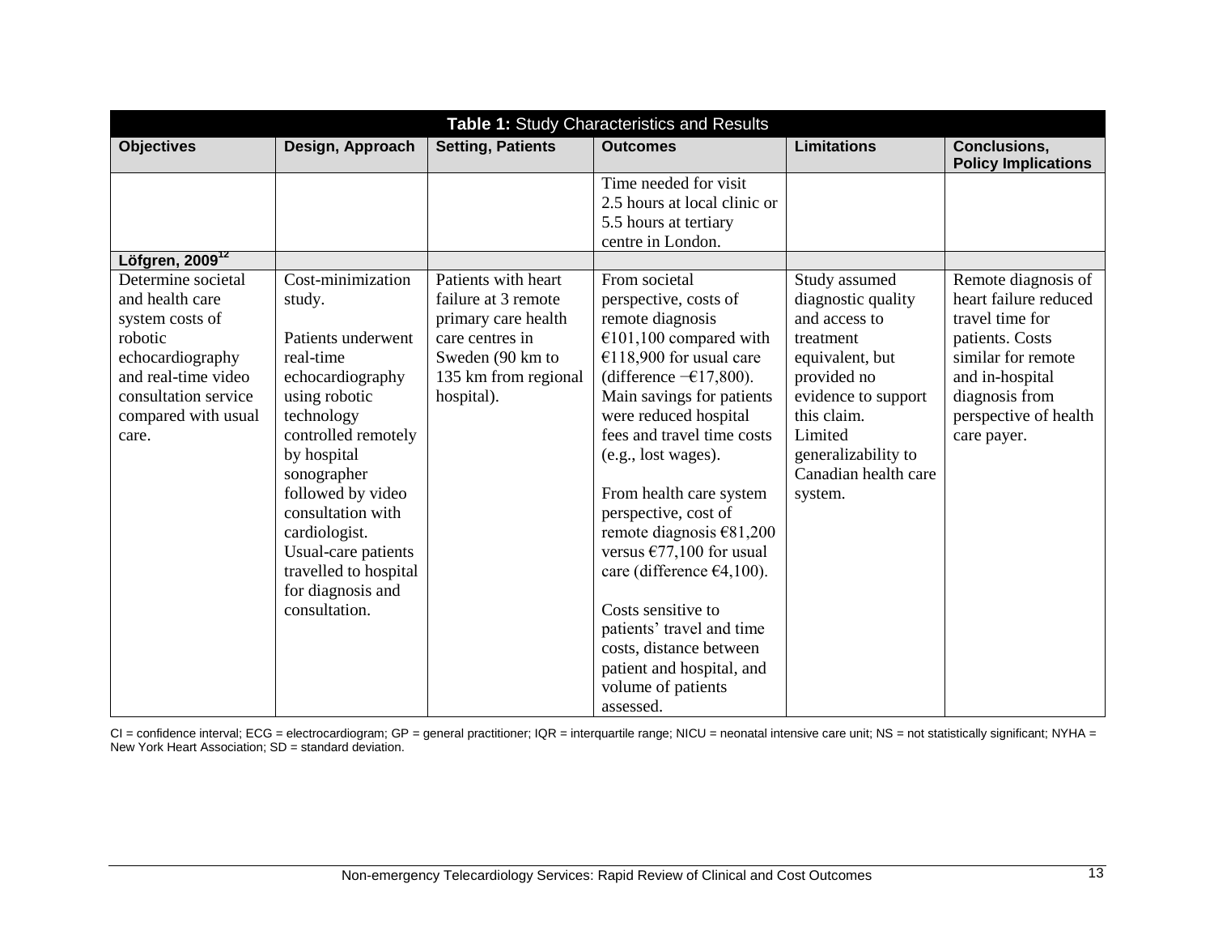| Table 1: Study Characteristics and Results | | | | | |
|---|---|---|---|---|---|
| **Objectives** | **Design, Approach** | **Setting, Patients** | **Outcomes** | **Limitations** | **Conclusions, Policy Implications** |
| | | | Time needed for visit 2.5 hours at local clinic or 5.5 hours at tertiary centre in London. | | |
| **Löfgren, 2009[12]** | | | | | |
| Determine societal and health care system costs of robotic echocardiography and real-time video consultation service compared with usual care. | Cost-minimization study.<br><br>Patients underwent real-time echocardiography using robotic technology controlled remotely by hospital sonographer followed by video consultation with cardiologist. Usual-care patients travelled to hospital for diagnosis and consultation. | Patients with heart failure at 3 remote primary care health care centres in Sweden (90 km to 135 km from regional hospital). | From societal perspective, costs of remote diagnosis €101,100 compared with €118,900 for usual care (difference −€17,800). Main savings for patients were reduced hospital fees and travel time costs (e.g., lost wages).<br><br>From health care system perspective, cost of remote diagnosis €81,200 versus €77,100 for usual care (difference €4,100).<br><br>Costs sensitive to patients' travel and time costs, distance between patient and hospital, and volume of patients assessed. | Study assumed diagnostic quality and access to treatment equivalent, but provided no evidence to support this claim. Limited generalizability to Canadian health care system. | Remote diagnosis of heart failure reduced travel time for patients. Costs similar for remote and in-hospital diagnosis from perspective of health care payer. |

CI = confidence interval; ECG = electrocardiogram; GP = general practitioner; IQR = interquartile range; NICU = neonatal intensive care unit; NS = not statistically significant; NYHA = New York Heart Association; SD = standard deviation.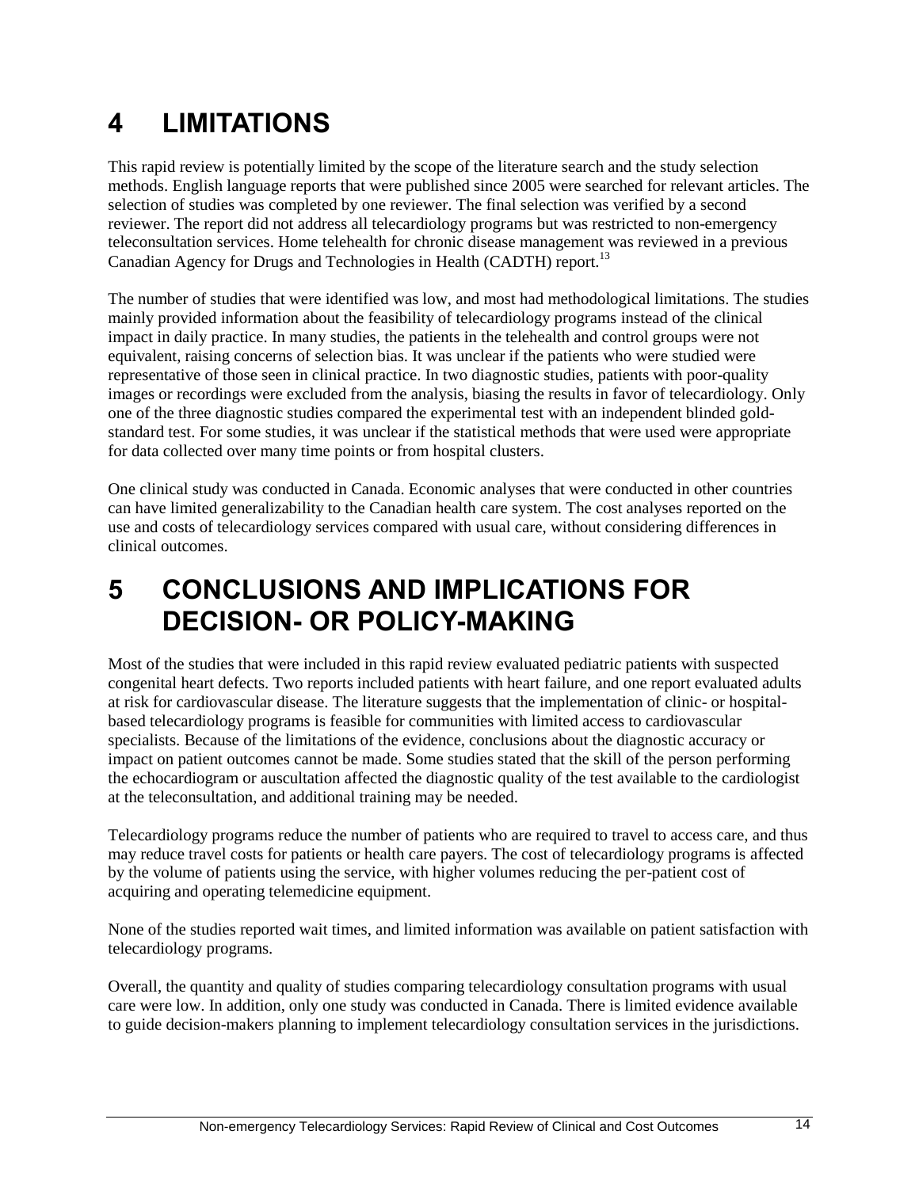# 4 LIMITATIONS

This rapid review is potentially limited by the scope of the literature search and the study selection methods. English language reports that were published since 2005 were searched for relevant articles. The selection of studies was completed by one reviewer. The final selection was verified by a second reviewer. The report did not address all telecardiology programs but was restricted to non-emergency teleconsultation services. Home telehealth for chronic disease management was reviewed in a previous Canadian Agency for Drugs and Technologies in Health (CADTH) report.[13]

The number of studies that were identified was low, and most had methodological limitations. The studies mainly provided information about the feasibility of telecardiology programs instead of the clinical impact in daily practice. In many studies, the patients in the telehealth and control groups were not equivalent, raising concerns of selection bias. It was unclear if the patients who were studied were representative of those seen in clinical practice. In two diagnostic studies, patients with poor-quality images or recordings were excluded from the analysis, biasing the results in favor of telecardiology. Only one of the three diagnostic studies compared the experimental test with an independent blinded gold-standard test. For some studies, it was unclear if the statistical methods that were used were appropriate for data collected over many time points or from hospital clusters.

One clinical study was conducted in Canada. Economic analyses that were conducted in other countries can have limited generalizability to the Canadian health care system. The cost analyses reported on the use and costs of telecardiology services compared with usual care, without considering differences in clinical outcomes.

# 5 CONCLUSIONS AND IMPLICATIONS FOR DECISION- OR POLICY-MAKING

Most of the studies that were included in this rapid review evaluated pediatric patients with suspected congenital heart defects. Two reports included patients with heart failure, and one report evaluated adults at risk for cardiovascular disease. The literature suggests that the implementation of clinic- or hospital-based telecardiology programs is feasible for communities with limited access to cardiovascular specialists. Because of the limitations of the evidence, conclusions about the diagnostic accuracy or impact on patient outcomes cannot be made. Some studies stated that the skill of the person performing the echocardiogram or auscultation affected the diagnostic quality of the test available to the cardiologist at the teleconsultation, and additional training may be needed.

Telecardiology programs reduce the number of patients who are required to travel to access care, and thus may reduce travel costs for patients or health care payers. The cost of telecardiology programs is affected by the volume of patients using the service, with higher volumes reducing the per-patient cost of acquiring and operating telemedicine equipment.

None of the studies reported wait times, and limited information was available on patient satisfaction with telecardiology programs.

Overall, the quantity and quality of studies comparing telecardiology consultation programs with usual care were low. In addition, only one study was conducted in Canada. There is limited evidence available to guide decision-makers planning to implement telecardiology consultation services in the jurisdictions.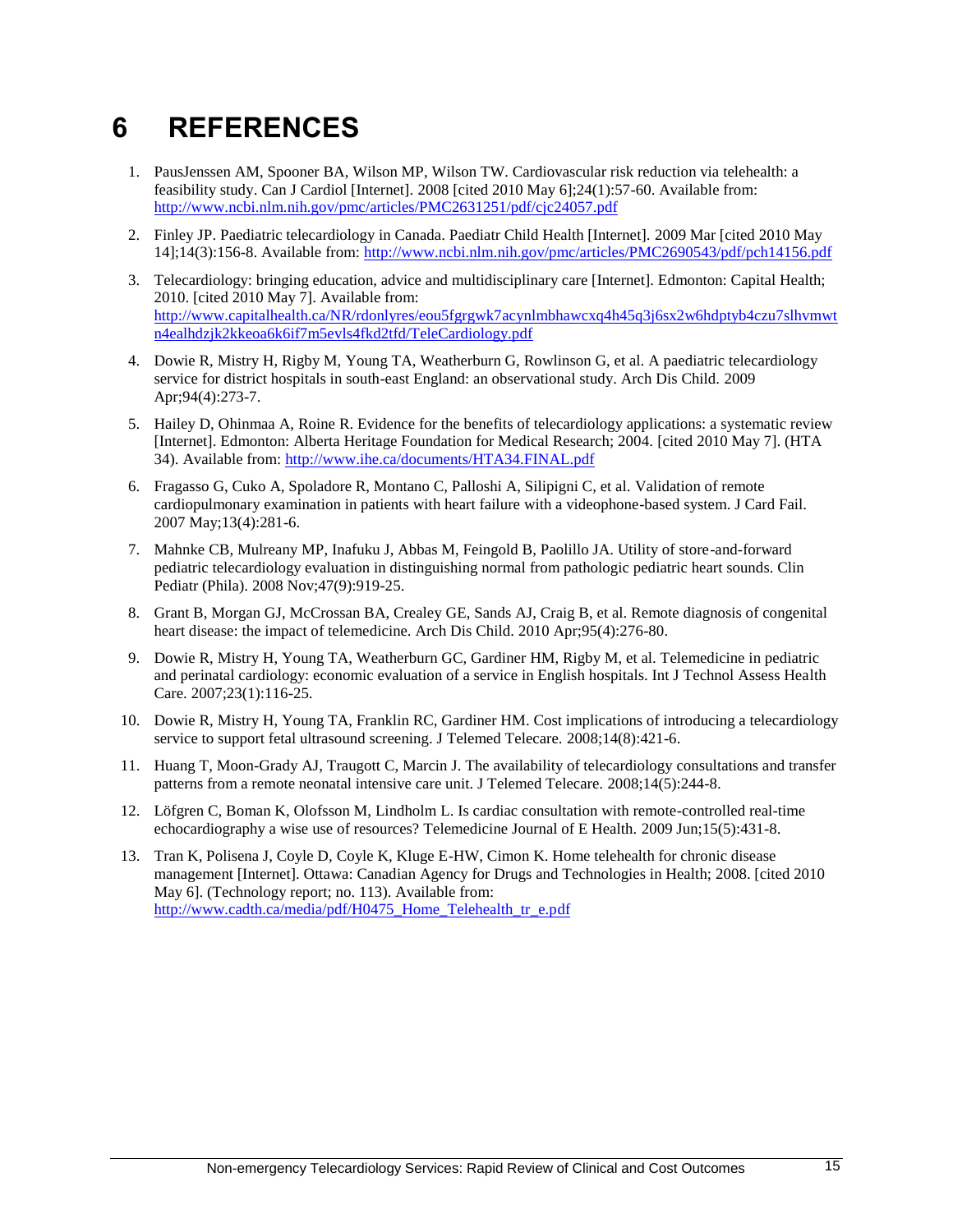# 6 REFERENCES

1. PausJenssen AM, Spooner BA, Wilson MP, Wilson TW. Cardiovascular risk reduction via telehealth: a feasibility study. Can J Cardiol [Internet]. 2008 [cited 2010 May 6];24(1):57-60. Available from: http://www.ncbi.nlm.nih.gov/pmc/articles/PMC2631251/pdf/cjc24057.pdf

2. Finley JP. Paediatric telecardiology in Canada. Paediatr Child Health [Internet]. 2009 Mar [cited 2010 May 14];14(3):156-8. Available from: http://www.ncbi.nlm.nih.gov/pmc/articles/PMC2690543/pdf/pch14156.pdf

3. Telecardiology: bringing education, advice and multidisciplinary care [Internet]. Edmonton: Capital Health; 2010. [cited 2010 May 7]. Available from: http://www.capitalhealth.ca/NR/rdonlyres/eou5fgrgwk7acynlmbhawcxq4h45q3j6sx2w6hdptyb4czu7slhvmwtn4ealhdzjk2kkeoa6k6if7m5evls4fkd2tfd/TeleCardiology.pdf

4. Dowie R, Mistry H, Rigby M, Young TA, Weatherburn G, Rowlinson G, et al. A paediatric telecardiology service for district hospitals in south-east England: an observational study. Arch Dis Child. 2009 Apr;94(4):273-7.

5. Hailey D, Ohinmaa A, Roine R. Evidence for the benefits of telecardiology applications: a systematic review [Internet]. Edmonton: Alberta Heritage Foundation for Medical Research; 2004. [cited 2010 May 7]. (HTA 34). Available from: http://www.ihe.ca/documents/HTA34.FINAL.pdf

6. Fragasso G, Cuko A, Spoladore R, Montano C, Palloshi A, Silipigni C, et al. Validation of remote cardiopulmonary examination in patients with heart failure with a videophone-based system. J Card Fail. 2007 May;13(4):281-6.

7. Mahnke CB, Mulreany MP, Inafuku J, Abbas M, Feingold B, Paolillo JA. Utility of store-and-forward pediatric telecardiology evaluation in distinguishing normal from pathologic pediatric heart sounds. Clin Pediatr (Phila). 2008 Nov;47(9):919-25.

8. Grant B, Morgan GJ, McCrossan BA, Crealey GE, Sands AJ, Craig B, et al. Remote diagnosis of congenital heart disease: the impact of telemedicine. Arch Dis Child. 2010 Apr;95(4):276-80.

9. Dowie R, Mistry H, Young TA, Weatherburn GC, Gardiner HM, Rigby M, et al. Telemedicine in pediatric and perinatal cardiology: economic evaluation of a service in English hospitals. Int J Technol Assess Health Care. 2007;23(1):116-25.

10. Dowie R, Mistry H, Young TA, Franklin RC, Gardiner HM. Cost implications of introducing a telecardiology service to support fetal ultrasound screening. J Telemed Telecare. 2008;14(8):421-6.

11. Huang T, Moon-Grady AJ, Traugott C, Marcin J. The availability of telecardiology consultations and transfer patterns from a remote neonatal intensive care unit. J Telemed Telecare. 2008;14(5):244-8.

12. Löfgren C, Boman K, Olofsson M, Lindholm L. Is cardiac consultation with remote-controlled real-time echocardiography a wise use of resources? Telemedicine Journal of E Health. 2009 Jun;15(5):431-8.

13. Tran K, Polisena J, Coyle D, Coyle K, Kluge E-HW, Cimon K. Home telehealth for chronic disease management [Internet]. Ottawa: Canadian Agency for Drugs and Technologies in Health; 2008. [cited 2010 May 6]. (Technology report; no. 113). Available from: http://www.cadth.ca/media/pdf/H0475_Home_Telehealth_tr_e.pdf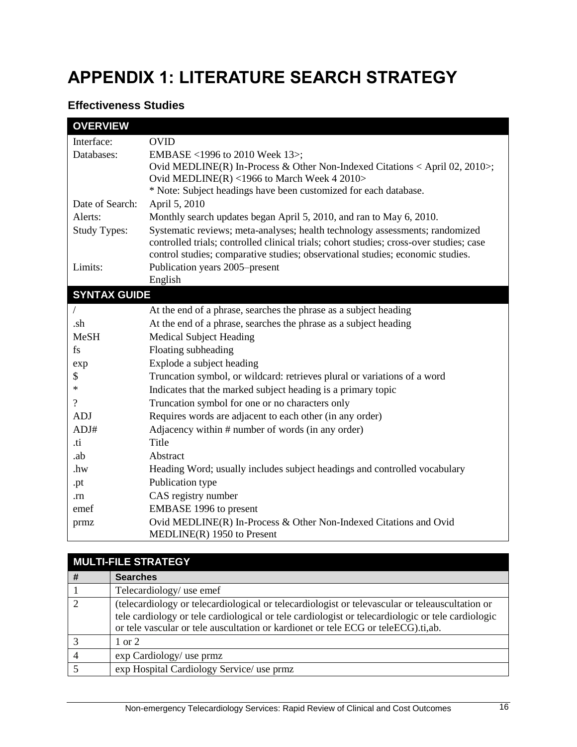# APPENDIX 1: LITERATURE SEARCH STRATEGY

### Effectiveness Studies

| OVERVIEW | |
|---|---|
| Interface: | OVID |
| Databases: | EMBASE <1996 to 2010 Week 13>;<br>Ovid MEDLINE(R) In-Process & Other Non-Indexed Citations < April 02, 2010>;<br>Ovid MEDLINE(R) <1966 to March Week 4 2010><br>* Note: Subject headings have been customized for each database. |
| Date of Search: | April 5, 2010 |
| Alerts: | Monthly search updates began April 5, 2010, and ran to May 6, 2010. |
| Study Types: | Systematic reviews; meta-analyses; health technology assessments; randomized controlled trials; controlled clinical trials; cohort studies; cross-over studies; case control studies; comparative studies; observational studies; economic studies. |
| Limits: | Publication years 2005–present<br>English |
| **SYNTAX GUIDE** | |
| / | At the end of a phrase, searches the phrase as a subject heading |
| .sh | At the end of a phrase, searches the phrase as a subject heading |
| MeSH | Medical Subject Heading |
| fs | Floating subheading |
| exp | Explode a subject heading |
| $ | Truncation symbol, or wildcard: retrieves plural or variations of a word |
| * | Indicates that the marked subject heading is a primary topic |
| ? | Truncation symbol for one or no characters only |
| ADJ | Requires words are adjacent to each other (in any order) |
| ADJ# | Adjacency within # number of words (in any order) |
| .ti | Title |
| .ab | Abstract |
| .hw | Heading Word; usually includes subject headings and controlled vocabulary |
| .pt | Publication type |
| .rn | CAS registry number |
| emef | EMBASE 1996 to present |
| prmz | Ovid MEDLINE(R) In-Process & Other Non-Indexed Citations and Ovid MEDLINE(R) 1950 to Present |

| MULTI-FILE STRATEGY | |
|---|---|
| **#** | **Searches** |
| 1 | Telecardiology/ use emef |
| 2 | (telecardiology or telecardiological or telecardiologist or televascular or teleauscultation or tele cardiology or tele cardiological or tele cardiologist or telecardiologic or tele cardiologic or tele vascular or tele auscultation or kardionet or tele ECG or teleECG).ti,ab. |
| 3 | 1 or 2 |
| 4 | exp Cardiology/ use prmz |
| 5 | exp Hospital Cardiology Service/ use prmz |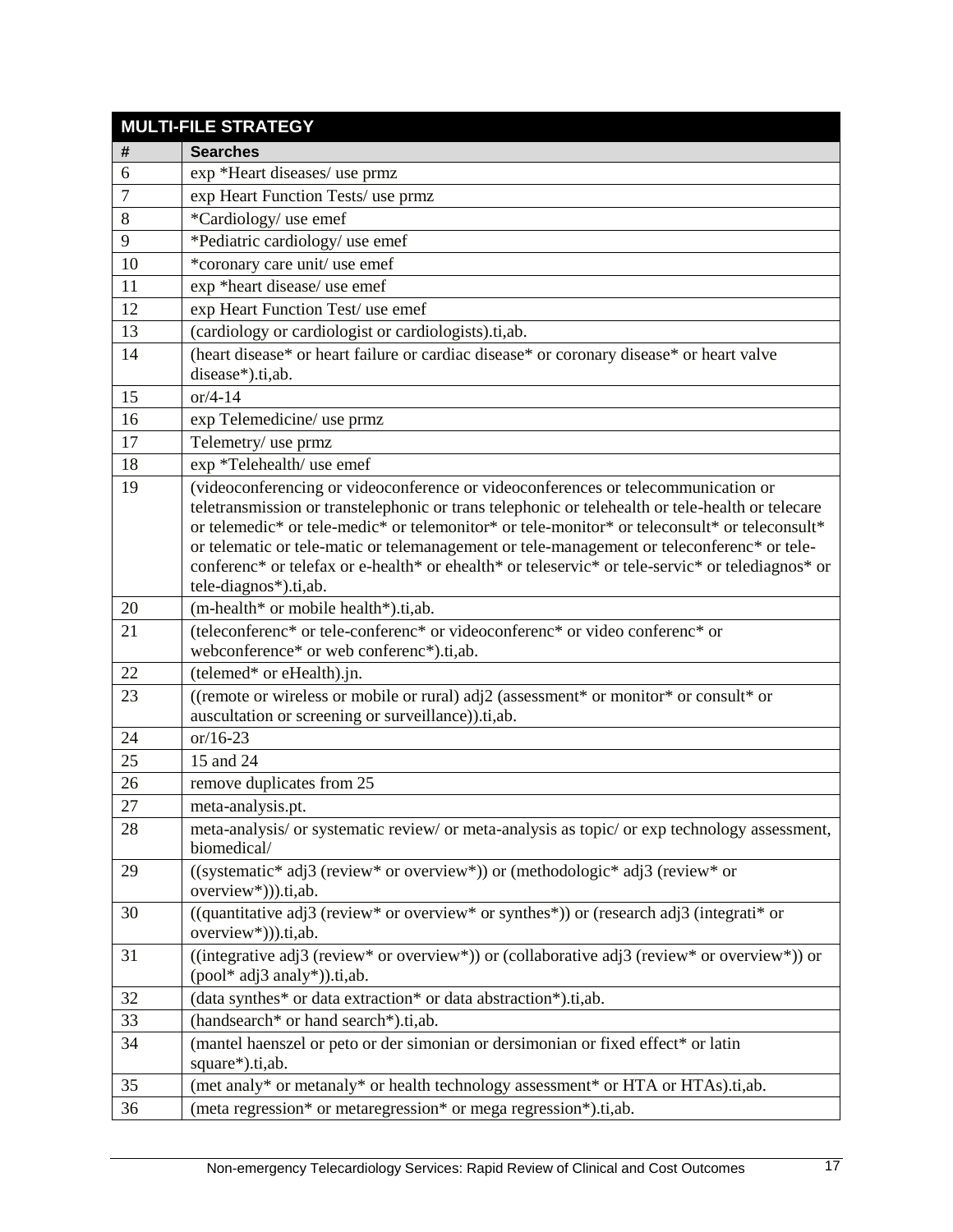| MULTI-FILE STRATEGY | |
|---|---|
| # | Searches |
| 6 | exp *Heart diseases/ use prmz |
| 7 | exp Heart Function Tests/ use prmz |
| 8 | *Cardiology/ use emef |
| 9 | *Pediatric cardiology/ use emef |
| 10 | *coronary care unit/ use emef |
| 11 | exp *heart disease/ use emef |
| 12 | exp Heart Function Test/ use emef |
| 13 | (cardiology or cardiologist or cardiologists).ti,ab. |
| 14 | (heart disease* or heart failure or cardiac disease* or coronary disease* or heart valve disease*).ti,ab. |
| 15 | or/4-14 |
| 16 | exp Telemedicine/ use prmz |
| 17 | Telemetry/ use prmz |
| 18 | exp *Telehealth/ use emef |
| 19 | (videoconferencing or videoconference or videoconferences or telecommunication or teletransmission or transtelephonic or trans telephonic or telehealth or tele-health or telecare or telemedic* or tele-medic* or telemonitor* or tele-monitor* or teleconsult* or teleconsult* or telematic or tele-matic or telemanagement or tele-management or teleconferenc* or tele-conferenc* or telefax or e-health* or ehealth* or teleservic* or tele-servic* or telediagnos* or tele-diagnos*).ti,ab. |
| 20 | (m-health* or mobile health*).ti,ab. |
| 21 | (teleconferenc* or tele-conferenc* or videoconferenc* or video conferenc* or webconference* or web conferenc*).ti,ab. |
| 22 | (telemed* or eHealth).jn. |
| 23 | ((remote or wireless or mobile or rural) adj2 (assessment* or monitor* or consult* or auscultation or screening or surveillance)).ti,ab. |
| 24 | or/16-23 |
| 25 | 15 and 24 |
| 26 | remove duplicates from 25 |
| 27 | meta-analysis.pt. |
| 28 | meta-analysis/ or systematic review/ or meta-analysis as topic/ or exp technology assessment, biomedical/ |
| 29 | ((systematic* adj3 (review* or overview*)) or (methodologic* adj3 (review* or overview*))).ti,ab. |
| 30 | ((quantitative adj3 (review* or overview* or synthes*)) or (research adj3 (integrati* or overview*))).ti,ab. |
| 31 | ((integrative adj3 (review* or overview*)) or (collaborative adj3 (review* or overview*)) or (pool* adj3 analy*)).ti,ab. |
| 32 | (data synthes* or data extraction* or data abstraction*).ti,ab. |
| 33 | (handsearch* or hand search*).ti,ab. |
| 34 | (mantel haenszel or peto or der simonian or dersimonian or fixed effect* or latin square*).ti,ab. |
| 35 | (met analy* or metanaly* or health technology assessment* or HTA or HTAs).ti,ab. |
| 36 | (meta regression* or metaregression* or mega regression*).ti,ab. |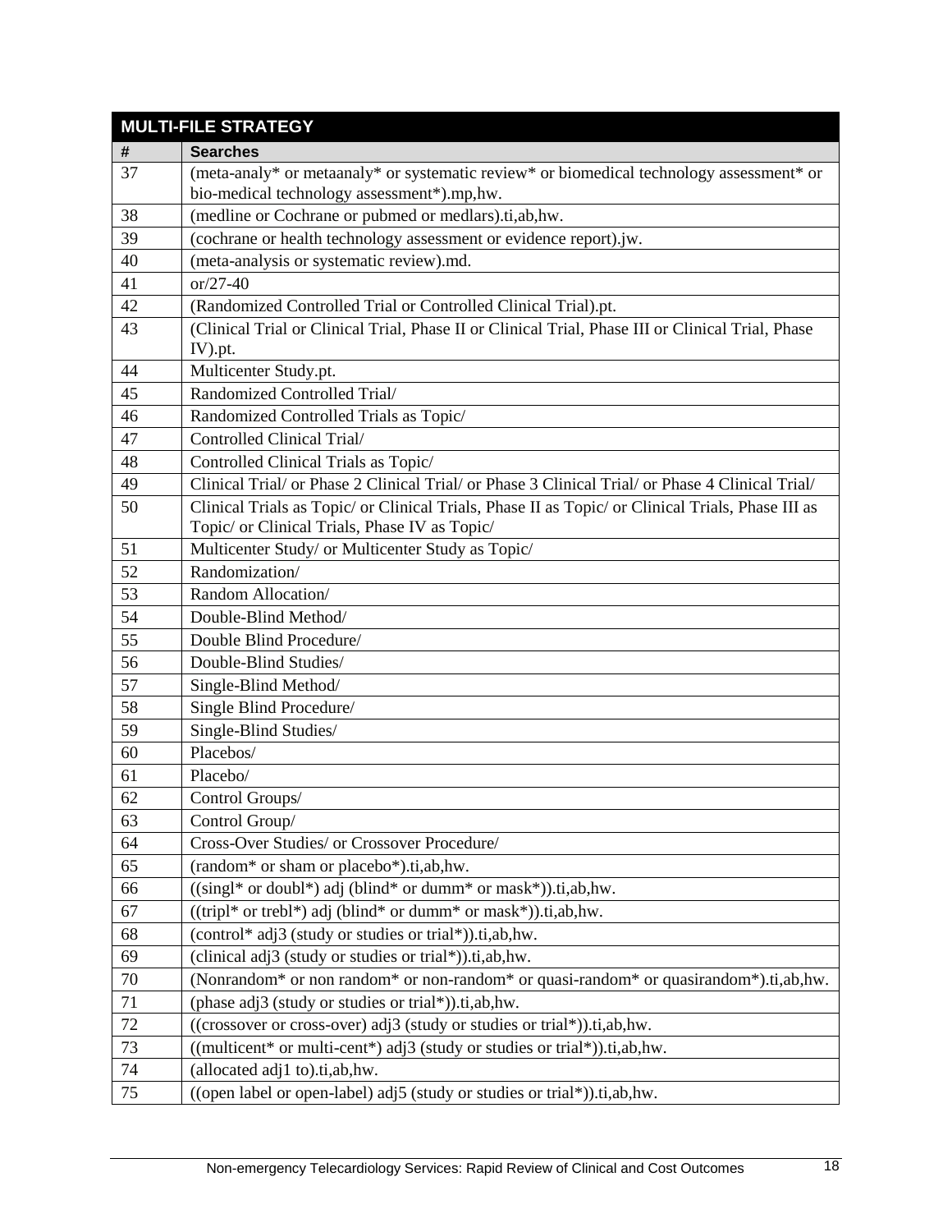| MULTI-FILE STRATEGY | |
|---|---|
| **#** | **Searches** |
| 37 | (meta-analy* or metaanaly* or systematic review* or biomedical technology assessment* or bio-medical technology assessment*).mp,hw. |
| 38 | (medline or Cochrane or pubmed or medlars).ti,ab,hw. |
| 39 | (cochrane or health technology assessment or evidence report).jw. |
| 40 | (meta-analysis or systematic review).md. |
| 41 | or/27-40 |
| 42 | (Randomized Controlled Trial or Controlled Clinical Trial).pt. |
| 43 | (Clinical Trial or Clinical Trial, Phase II or Clinical Trial, Phase III or Clinical Trial, Phase IV).pt. |
| 44 | Multicenter Study.pt. |
| 45 | Randomized Controlled Trial/ |
| 46 | Randomized Controlled Trials as Topic/ |
| 47 | Controlled Clinical Trial/ |
| 48 | Controlled Clinical Trials as Topic/ |
| 49 | Clinical Trial/ or Phase 2 Clinical Trial/ or Phase 3 Clinical Trial/ or Phase 4 Clinical Trial/ |
| 50 | Clinical Trials as Topic/ or Clinical Trials, Phase II as Topic/ or Clinical Trials, Phase III as Topic/ or Clinical Trials, Phase IV as Topic/ |
| 51 | Multicenter Study/ or Multicenter Study as Topic/ |
| 52 | Randomization/ |
| 53 | Random Allocation/ |
| 54 | Double-Blind Method/ |
| 55 | Double Blind Procedure/ |
| 56 | Double-Blind Studies/ |
| 57 | Single-Blind Method/ |
| 58 | Single Blind Procedure/ |
| 59 | Single-Blind Studies/ |
| 60 | Placebos/ |
| 61 | Placebo/ |
| 62 | Control Groups/ |
| 63 | Control Group/ |
| 64 | Cross-Over Studies/ or Crossover Procedure/ |
| 65 | (random* or sham or placebo*).ti,ab,hw. |
| 66 | ((singl* or doubl*) adj (blind* or dumm* or mask*)).ti,ab,hw. |
| 67 | ((tripl* or trebl*) adj (blind* or dumm* or mask*)).ti,ab,hw. |
| 68 | (control* adj3 (study or studies or trial*)).ti,ab,hw. |
| 69 | (clinical adj3 (study or studies or trial*)).ti,ab,hw. |
| 70 | (Nonrandom* or non random* or non-random* or quasi-random* or quasirandom*).ti,ab,hw. |
| 71 | (phase adj3 (study or studies or trial*)).ti,ab,hw. |
| 72 | ((crossover or cross-over) adj3 (study or studies or trial*)).ti,ab,hw. |
| 73 | ((multicent* or multi-cent*) adj3 (study or studies or trial*)).ti,ab,hw. |
| 74 | (allocated adj1 to).ti,ab,hw. |
| 75 | ((open label or open-label) adj5 (study or studies or trial*)).ti,ab,hw. |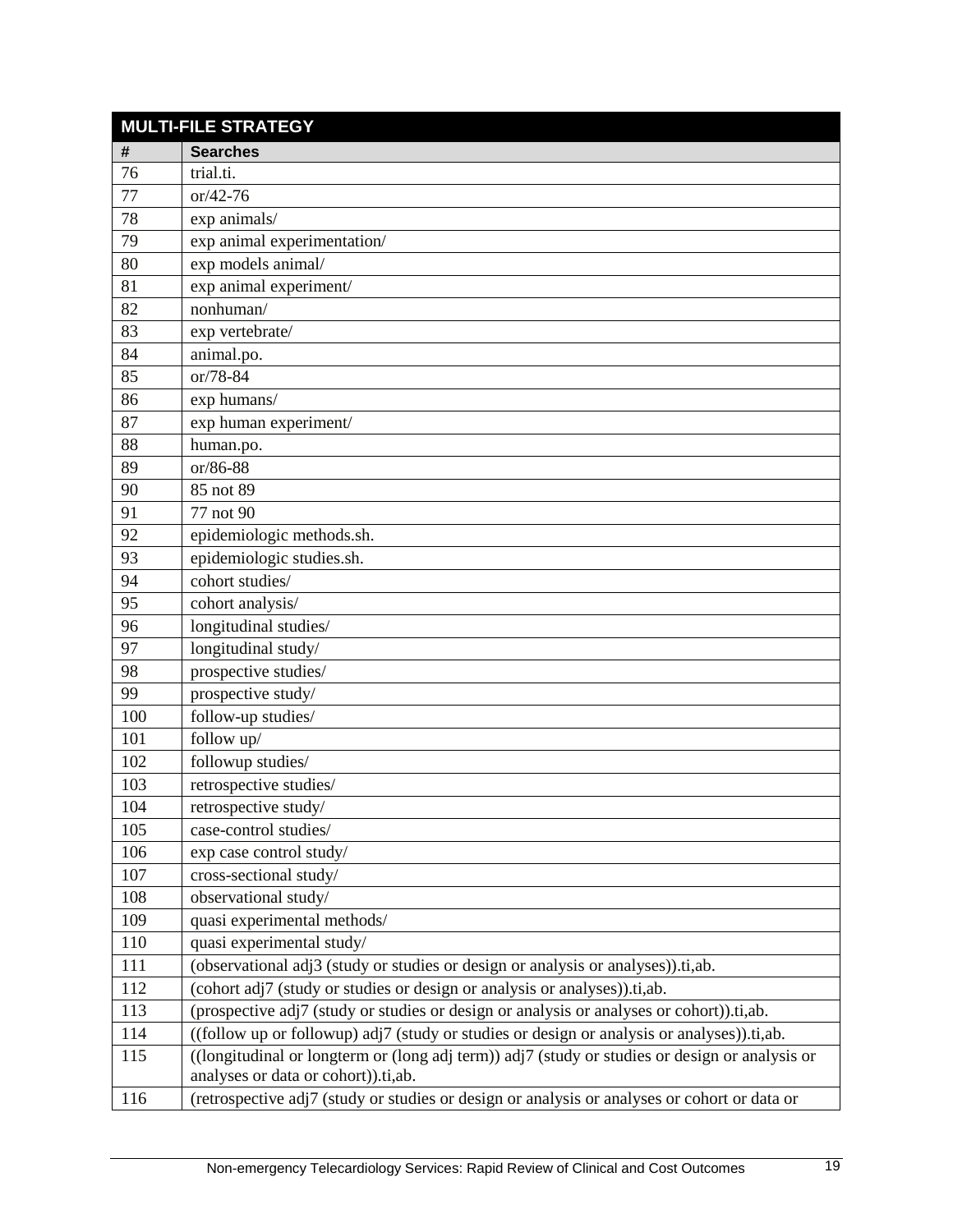| MULTI-FILE STRATEGY | |
|---|---|
| **#** | **Searches** |
| 76 | trial.ti. |
| 77 | or/42-76 |
| 78 | exp animals/ |
| 79 | exp animal experimentation/ |
| 80 | exp models animal/ |
| 81 | exp animal experiment/ |
| 82 | nonhuman/ |
| 83 | exp vertebrate/ |
| 84 | animal.po. |
| 85 | or/78-84 |
| 86 | exp humans/ |
| 87 | exp human experiment/ |
| 88 | human.po. |
| 89 | or/86-88 |
| 90 | 85 not 89 |
| 91 | 77 not 90 |
| 92 | epidemiologic methods.sh. |
| 93 | epidemiologic studies.sh. |
| 94 | cohort studies/ |
| 95 | cohort analysis/ |
| 96 | longitudinal studies/ |
| 97 | longitudinal study/ |
| 98 | prospective studies/ |
| 99 | prospective study/ |
| 100 | follow-up studies/ |
| 101 | follow up/ |
| 102 | followup studies/ |
| 103 | retrospective studies/ |
| 104 | retrospective study/ |
| 105 | case-control studies/ |
| 106 | exp case control study/ |
| 107 | cross-sectional study/ |
| 108 | observational study/ |
| 109 | quasi experimental methods/ |
| 110 | quasi experimental study/ |
| 111 | (observational adj3 (study or studies or design or analysis or analyses)).ti,ab. |
| 112 | (cohort adj7 (study or studies or design or analysis or analyses)).ti,ab. |
| 113 | (prospective adj7 (study or studies or design or analysis or analyses or cohort)).ti,ab. |
| 114 | ((follow up or followup) adj7 (study or studies or design or analysis or analyses)).ti,ab. |
| 115 | ((longitudinal or longterm or (long adj term)) adj7 (study or studies or design or analysis or analyses or data or cohort)).ti,ab. |
| 116 | (retrospective adj7 (study or studies or design or analysis or analyses or cohort or data or |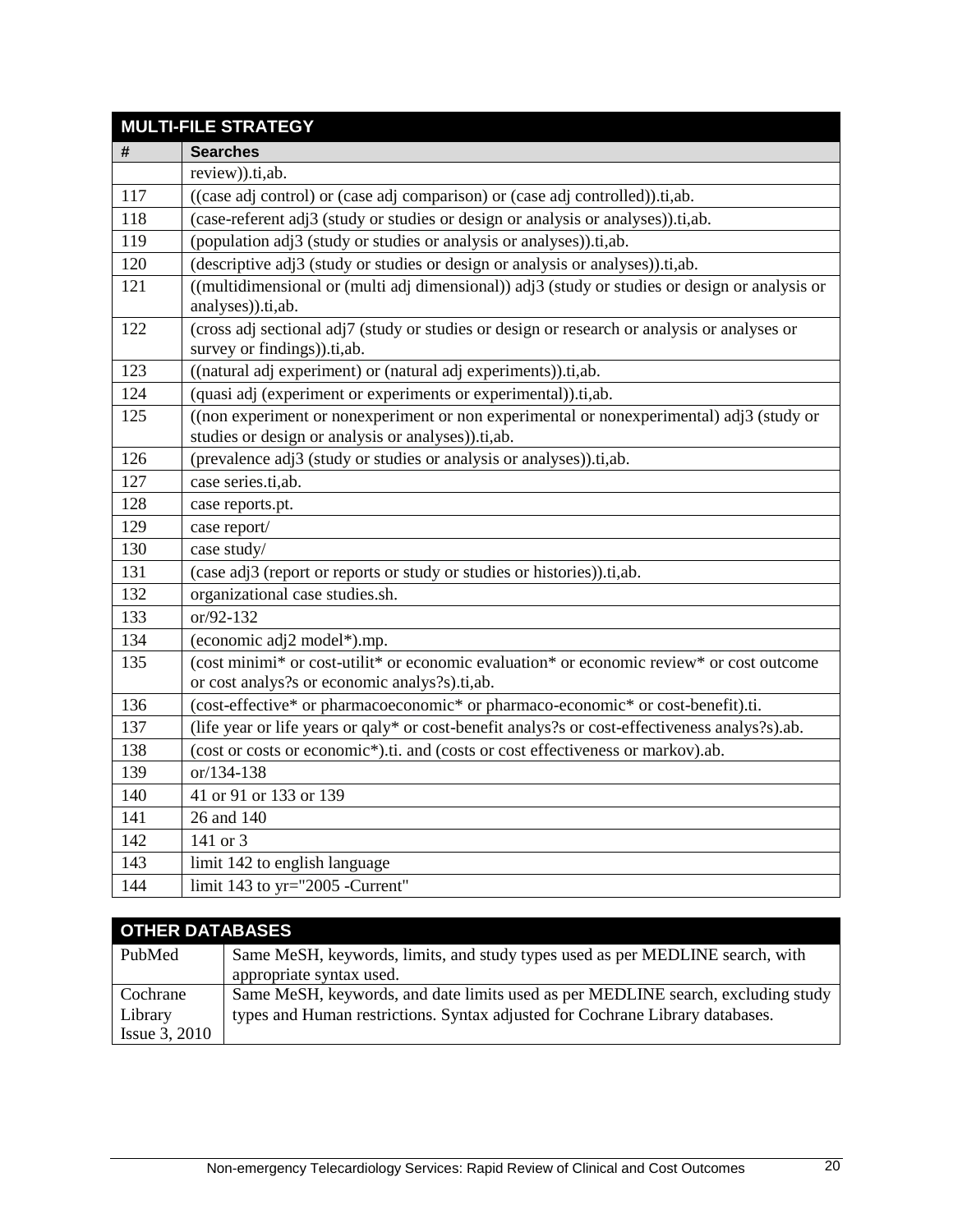| MULTI-FILE STRATEGY | |
|---|---|
| **#** | **Searches** |
| | review)).ti,ab. |
| 117 | ((case adj control) or (case adj comparison) or (case adj controlled)).ti,ab. |
| 118 | (case-referent adj3 (study or studies or design or analysis or analyses)).ti,ab. |
| 119 | (population adj3 (study or studies or analysis or analyses)).ti,ab. |
| 120 | (descriptive adj3 (study or studies or design or analysis or analyses)).ti,ab. |
| 121 | ((multidimensional or (multi adj dimensional)) adj3 (study or studies or design or analysis or analyses)).ti,ab. |
| 122 | (cross adj sectional adj7 (study or studies or design or research or analysis or analyses or survey or findings)).ti,ab. |
| 123 | ((natural adj experiment) or (natural adj experiments)).ti,ab. |
| 124 | (quasi adj (experiment or experiments or experimental)).ti,ab. |
| 125 | ((non experiment or nonexperiment or non experimental or nonexperimental) adj3 (study or studies or design or analysis or analyses)).ti,ab. |
| 126 | (prevalence adj3 (study or studies or analysis or analyses)).ti,ab. |
| 127 | case series.ti,ab. |
| 128 | case reports.pt. |
| 129 | case report/ |
| 130 | case study/ |
| 131 | (case adj3 (report or reports or study or studies or histories)).ti,ab. |
| 132 | organizational case studies.sh. |
| 133 | or/92-132 |
| 134 | (economic adj2 model*).mp. |
| 135 | (cost minimi* or cost-utilit* or economic evaluation* or economic review* or cost outcome or cost analys?s or economic analys?s).ti,ab. |
| 136 | (cost-effective* or pharmacoeconomic* or pharmaco-economic* or cost-benefit).ti. |
| 137 | (life year or life years or qaly* or cost-benefit analys?s or cost-effectiveness analys?s).ab. |
| 138 | (cost or costs or economic*).ti. and (costs or cost effectiveness or markov).ab. |
| 139 | or/134-138 |
| 140 | 41 or 91 or 133 or 139 |
| 141 | 26 and 140 |
| 142 | 141 or 3 |
| 143 | limit 142 to english language |
| 144 | limit 143 to yr="2005 -Current" |

| OTHER DATABASES | |
|---|---|
| PubMed | Same MeSH, keywords, limits, and study types used as per MEDLINE search, with appropriate syntax used. |
| Cochrane Library Issue 3, 2010 | Same MeSH, keywords, and date limits used as per MEDLINE search, excluding study types and Human restrictions. Syntax adjusted for Cochrane Library databases. |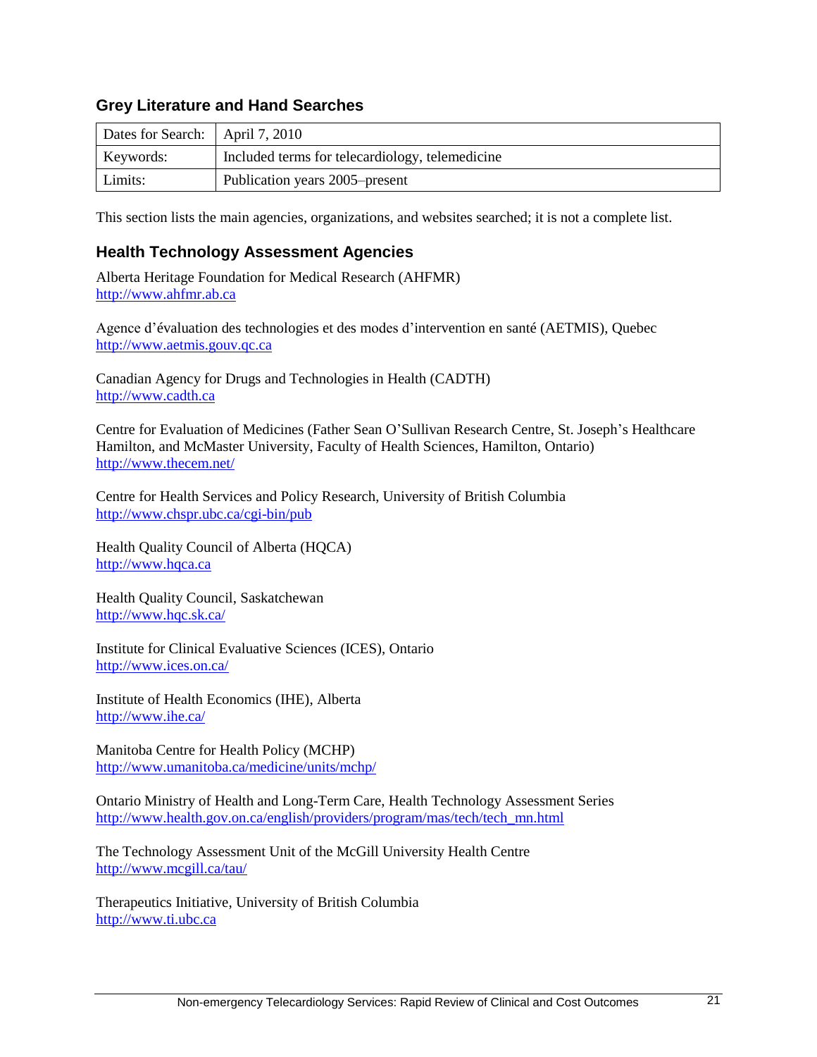## Grey Literature and Hand Searches

| Dates for Search: | April 7, 2010 |
|---|---|
| Keywords: | Included terms for telecardiology, telemedicine |
| Limits: | Publication years 2005–present |

This section lists the main agencies, organizations, and websites searched; it is not a complete list.

## Health Technology Assessment Agencies

Alberta Heritage Foundation for Medical Research (AHFMR)
http://www.ahfmr.ab.ca

Agence d'évaluation des technologies et des modes d'intervention en santé (AETMIS), Quebec
http://www.aetmis.gouv.qc.ca

Canadian Agency for Drugs and Technologies in Health (CADTH)
http://www.cadth.ca

Centre for Evaluation of Medicines (Father Sean O'Sullivan Research Centre, St. Joseph's Healthcare Hamilton, and McMaster University, Faculty of Health Sciences, Hamilton, Ontario)
http://www.thecem.net/

Centre for Health Services and Policy Research, University of British Columbia
http://www.chspr.ubc.ca/cgi-bin/pub

Health Quality Council of Alberta (HQCA)
http://www.hqca.ca

Health Quality Council, Saskatchewan
http://www.hqc.sk.ca/

Institute for Clinical Evaluative Sciences (ICES), Ontario
http://www.ices.on.ca/

Institute of Health Economics (IHE), Alberta
http://www.ihe.ca/

Manitoba Centre for Health Policy (MCHP)
http://www.umanitoba.ca/medicine/units/mchp/

Ontario Ministry of Health and Long-Term Care, Health Technology Assessment Series
http://www.health.gov.on.ca/english/providers/program/mas/tech/tech_mn.html

The Technology Assessment Unit of the McGill University Health Centre
http://www.mcgill.ca/tau/

Therapeutics Initiative, University of British Columbia
http://www.ti.ubc.ca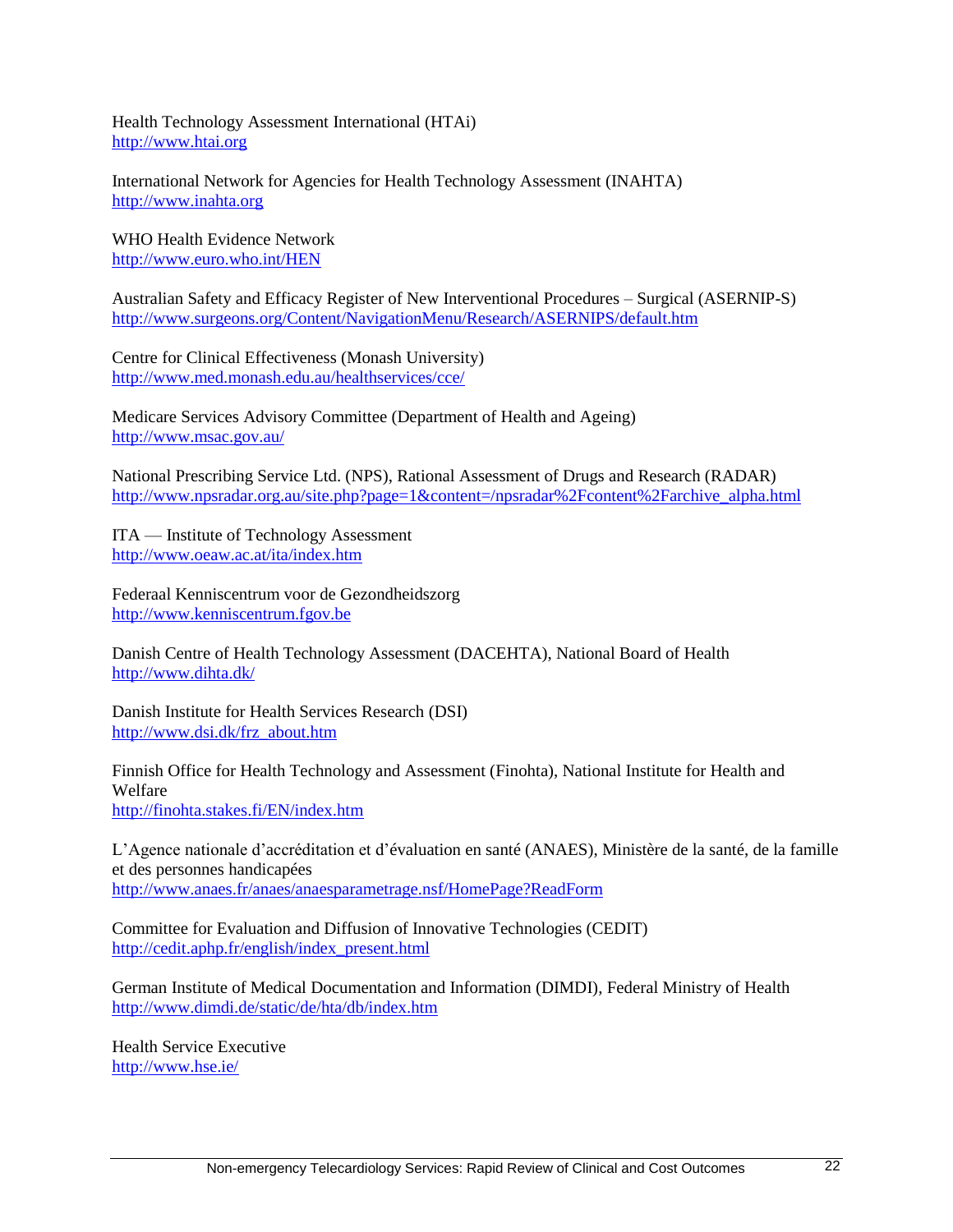Health Technology Assessment International (HTAi)
http://www.htai.org

International Network for Agencies for Health Technology Assessment (INAHTA)
http://www.inahta.org

WHO Health Evidence Network
http://www.euro.who.int/HEN

Australian Safety and Efficacy Register of New Interventional Procedures – Surgical (ASERNIP-S)
http://www.surgeons.org/Content/NavigationMenu/Research/ASERNIPS/default.htm

Centre for Clinical Effectiveness (Monash University)
http://www.med.monash.edu.au/healthservices/cce/

Medicare Services Advisory Committee (Department of Health and Ageing)
http://www.msac.gov.au/

National Prescribing Service Ltd. (NPS), Rational Assessment of Drugs and Research (RADAR)
http://www.npsradar.org.au/site.php?page=1&content=/npsradar%2Fcontent%2Farchive_alpha.html

ITA — Institute of Technology Assessment
http://www.oeaw.ac.at/ita/index.htm

Federaal Kenniscentrum voor de Gezondheidszorg
http://www.kenniscentrum.fgov.be

Danish Centre of Health Technology Assessment (DACEHTA), National Board of Health
http://www.dihta.dk/

Danish Institute for Health Services Research (DSI)
http://www.dsi.dk/frz_about.htm

Finnish Office for Health Technology and Assessment (Finohta), National Institute for Health and Welfare
http://finohta.stakes.fi/EN/index.htm

L'Agence nationale d'accréditation et d'évaluation en santé (ANAES), Ministère de la santé, de la famille et des personnes handicapées
http://www.anaes.fr/anaes/anaesparametrage.nsf/HomePage?ReadForm

Committee for Evaluation and Diffusion of Innovative Technologies (CEDIT)
http://cedit.aphp.fr/english/index_present.html

German Institute of Medical Documentation and Information (DIMDI), Federal Ministry of Health
http://www.dimdi.de/static/de/hta/db/index.htm

Health Service Executive
http://www.hse.ie/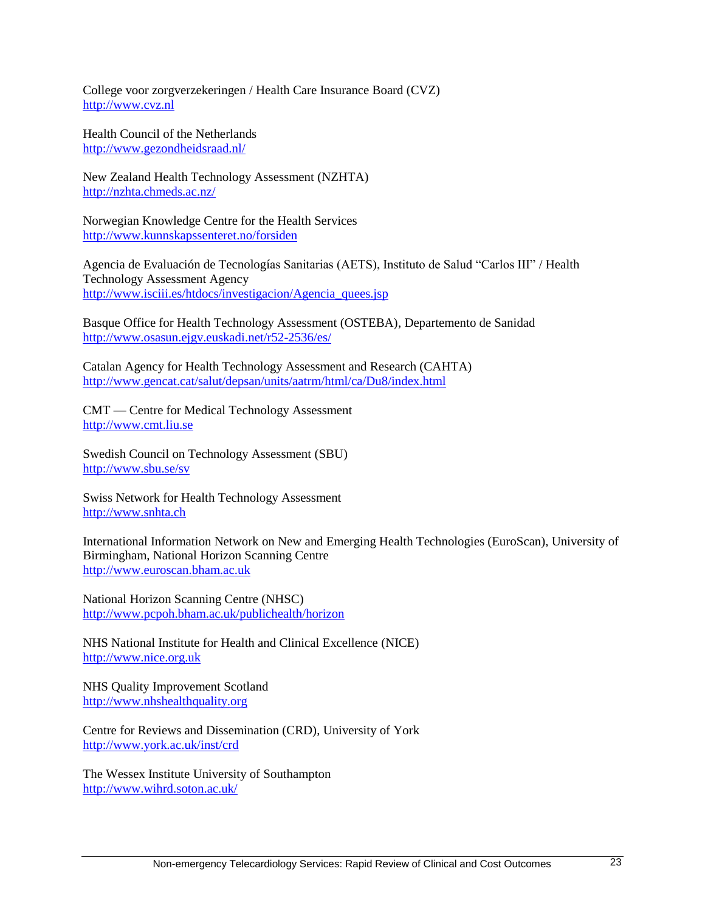College voor zorgverzekeringen / Health Care Insurance Board (CVZ)
http://www.cvz.nl

Health Council of the Netherlands
http://www.gezondheidsraad.nl/

New Zealand Health Technology Assessment (NZHTA)
http://nzhta.chmeds.ac.nz/

Norwegian Knowledge Centre for the Health Services
http://www.kunnskapssenteret.no/forsiden

Agencia de Evaluación de Tecnologías Sanitarias (AETS), Instituto de Salud "Carlos III" / Health Technology Assessment Agency
http://www.isciii.es/htdocs/investigacion/Agencia_quees.jsp

Basque Office for Health Technology Assessment (OSTEBA), Departemento de Sanidad
http://www.osasun.ejgv.euskadi.net/r52-2536/es/

Catalan Agency for Health Technology Assessment and Research (CAHTA)
http://www.gencat.cat/salut/depsan/units/aatrm/html/ca/Du8/index.html

CMT — Centre for Medical Technology Assessment
http://www.cmt.liu.se

Swedish Council on Technology Assessment (SBU)
http://www.sbu.se/sv

Swiss Network for Health Technology Assessment
http://www.snhta.ch

International Information Network on New and Emerging Health Technologies (EuroScan), University of Birmingham, National Horizon Scanning Centre
http://www.euroscan.bham.ac.uk

National Horizon Scanning Centre (NHSC)
http://www.pcpoh.bham.ac.uk/publichealth/horizon

NHS National Institute for Health and Clinical Excellence (NICE)
http://www.nice.org.uk

NHS Quality Improvement Scotland
http://www.nhshealthquality.org

Centre for Reviews and Dissemination (CRD), University of York
http://www.york.ac.uk/inst/crd

The Wessex Institute University of Southampton
http://www.wihrd.soton.ac.uk/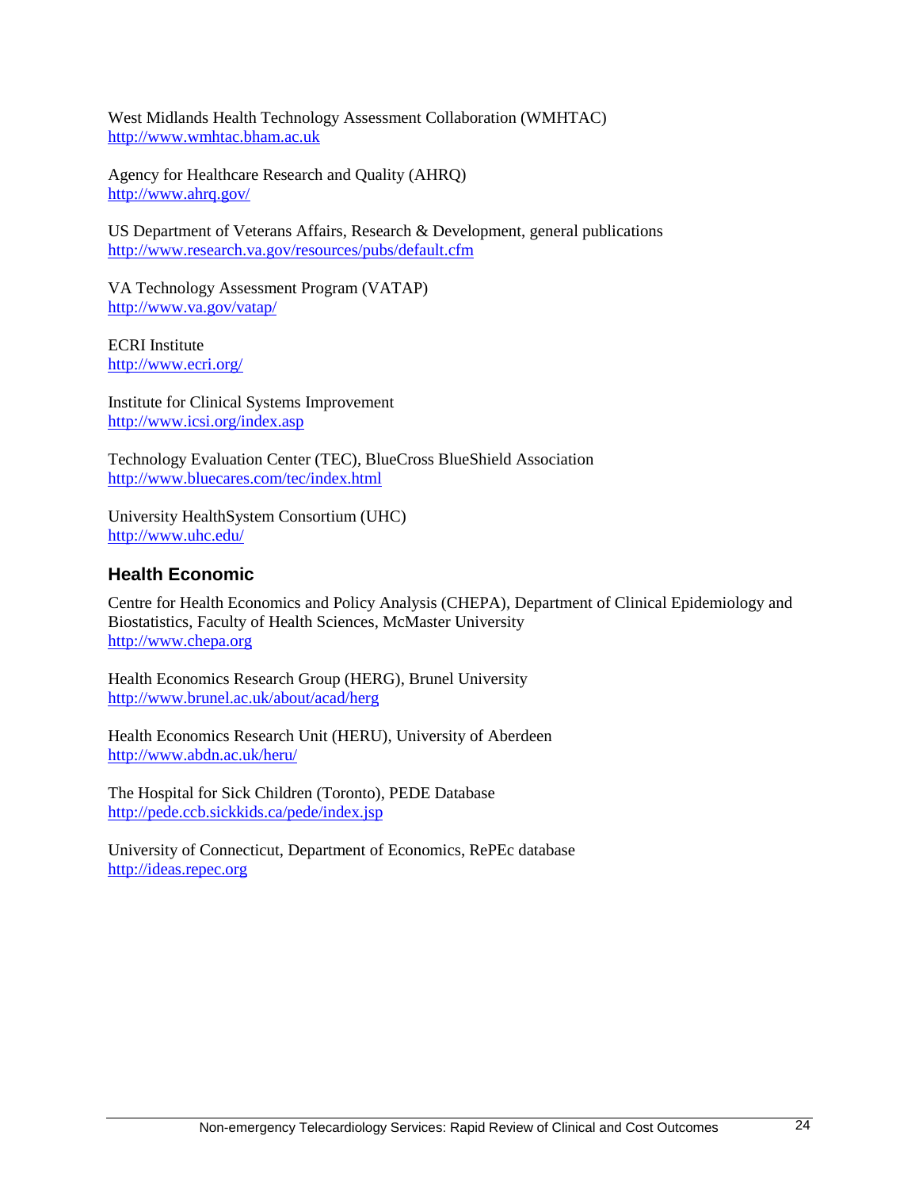West Midlands Health Technology Assessment Collaboration (WMHTAC)
http://www.wmhtac.bham.ac.uk

Agency for Healthcare Research and Quality (AHRQ)
http://www.ahrq.gov/

US Department of Veterans Affairs, Research & Development, general publications
http://www.research.va.gov/resources/pubs/default.cfm

VA Technology Assessment Program (VATAP)
http://www.va.gov/vatap/

ECRI Institute
http://www.ecri.org/

Institute for Clinical Systems Improvement
http://www.icsi.org/index.asp

Technology Evaluation Center (TEC), BlueCross BlueShield Association
http://www.bluecares.com/tec/index.html

University HealthSystem Consortium (UHC)
http://www.uhc.edu/

## Health Economic

Centre for Health Economics and Policy Analysis (CHEPA), Department of Clinical Epidemiology and Biostatistics, Faculty of Health Sciences, McMaster University
http://www.chepa.org

Health Economics Research Group (HERG), Brunel University
http://www.brunel.ac.uk/about/acad/herg

Health Economics Research Unit (HERU), University of Aberdeen
http://www.abdn.ac.uk/heru/

The Hospital for Sick Children (Toronto), PEDE Database
http://pede.ccb.sickkids.ca/pede/index.jsp

University of Connecticut, Department of Economics, RePEc database
http://ideas.repec.org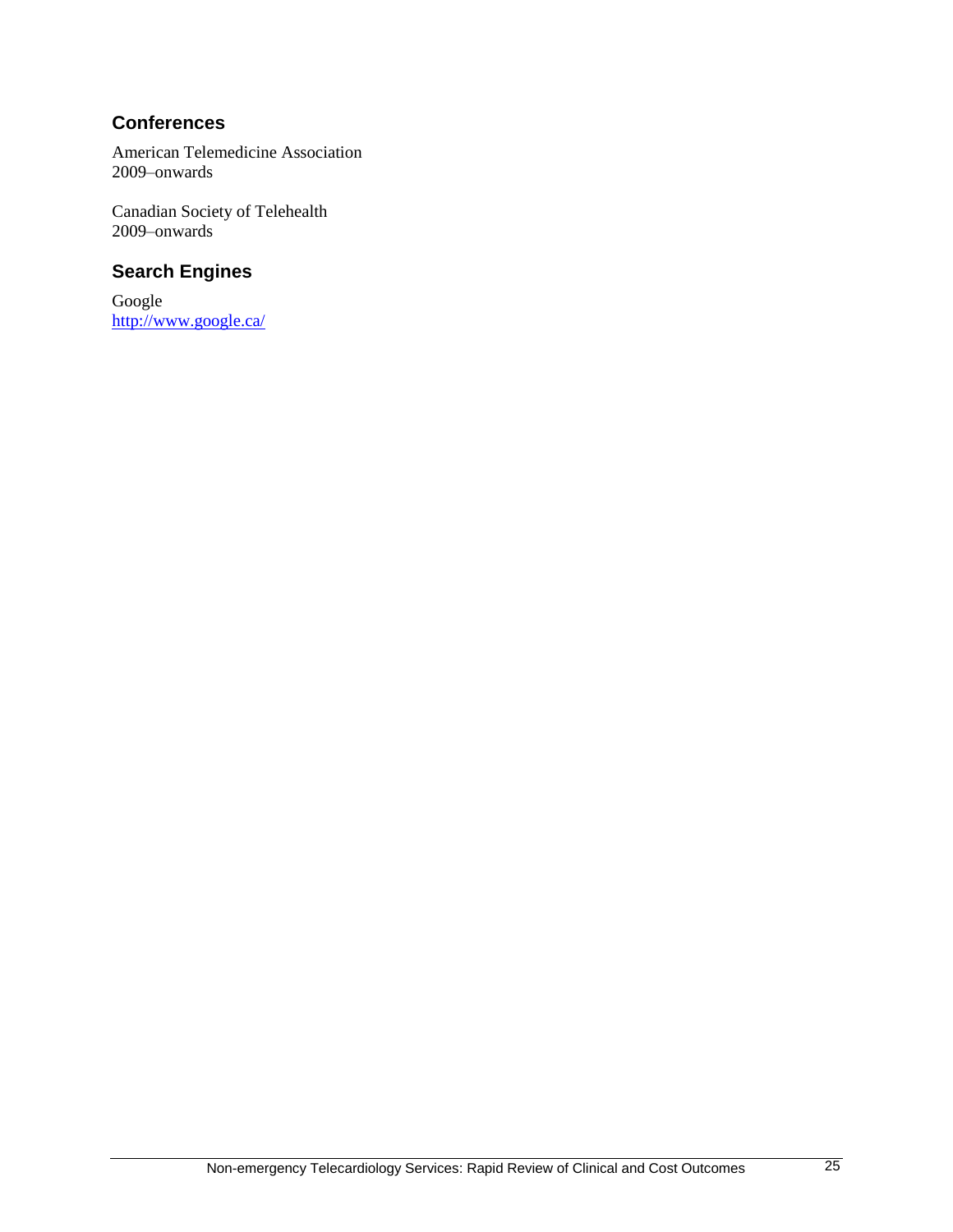## Conferences

American Telemedicine Association
2009–onwards

Canadian Society of Telehealth
2009–onwards

## Search Engines

Google
http://www.google.ca/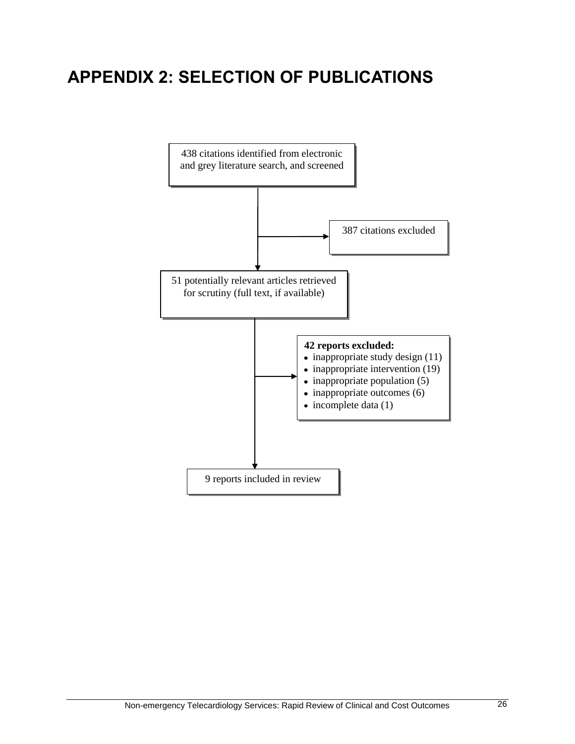# APPENDIX 2: SELECTION OF PUBLICATIONS

438 citations identified from electronic and grey literature search, and screened

387 citations excluded

51 potentially relevant articles retrieved for scrutiny (full text, if available)

**42 reports excluded:**

- inappropriate study design (11)
- inappropriate intervention (19)
- inappropriate population (5)
- inappropriate outcomes (6)
- incomplete data (1)

9 reports included in review